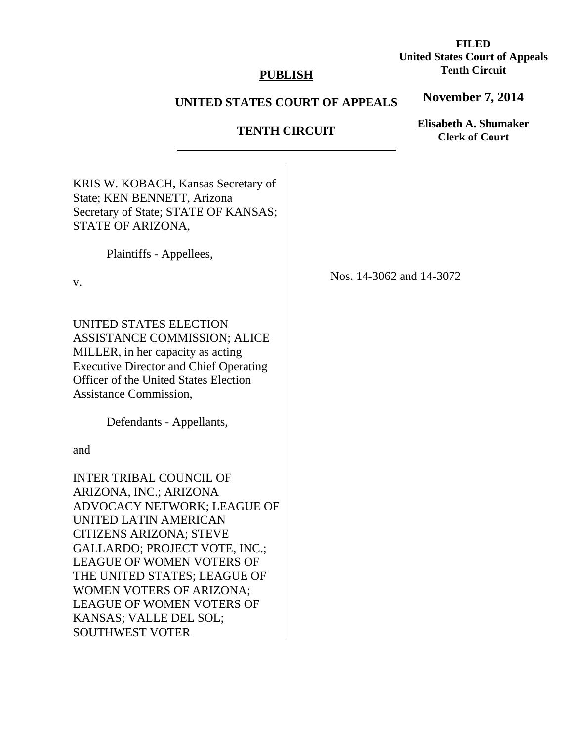**FILED**
**United States Court of Appeals**
**Tenth Circuit**

**November 7, 2014**

**Elisabeth A. Shumaker**
**Clerk of Court**

**PUBLISH**

**UNITED STATES COURT OF APPEALS**

**TENTH CIRCUIT**

---

KRIS W. KOBACH, Kansas Secretary of State; KEN BENNETT, Arizona Secretary of State; STATE OF KANSAS; STATE OF ARIZONA,

Plaintiffs - Appellees,

v.

UNITED STATES ELECTION ASSISTANCE COMMISSION; ALICE MILLER, in her capacity as acting Executive Director and Chief Operating Officer of the United States Election Assistance Commission,

Defendants - Appellants,

and

INTER TRIBAL COUNCIL OF ARIZONA, INC.; ARIZONA ADVOCACY NETWORK; LEAGUE OF UNITED LATIN AMERICAN CITIZENS ARIZONA; STEVE GALLARDO; PROJECT VOTE, INC.; LEAGUE OF WOMEN VOTERS OF THE UNITED STATES; LEAGUE OF WOMEN VOTERS OF ARIZONA; LEAGUE OF WOMEN VOTERS OF KANSAS; VALLE DEL SOL; SOUTHWEST VOTER

Nos. 14-3062 and 14-3072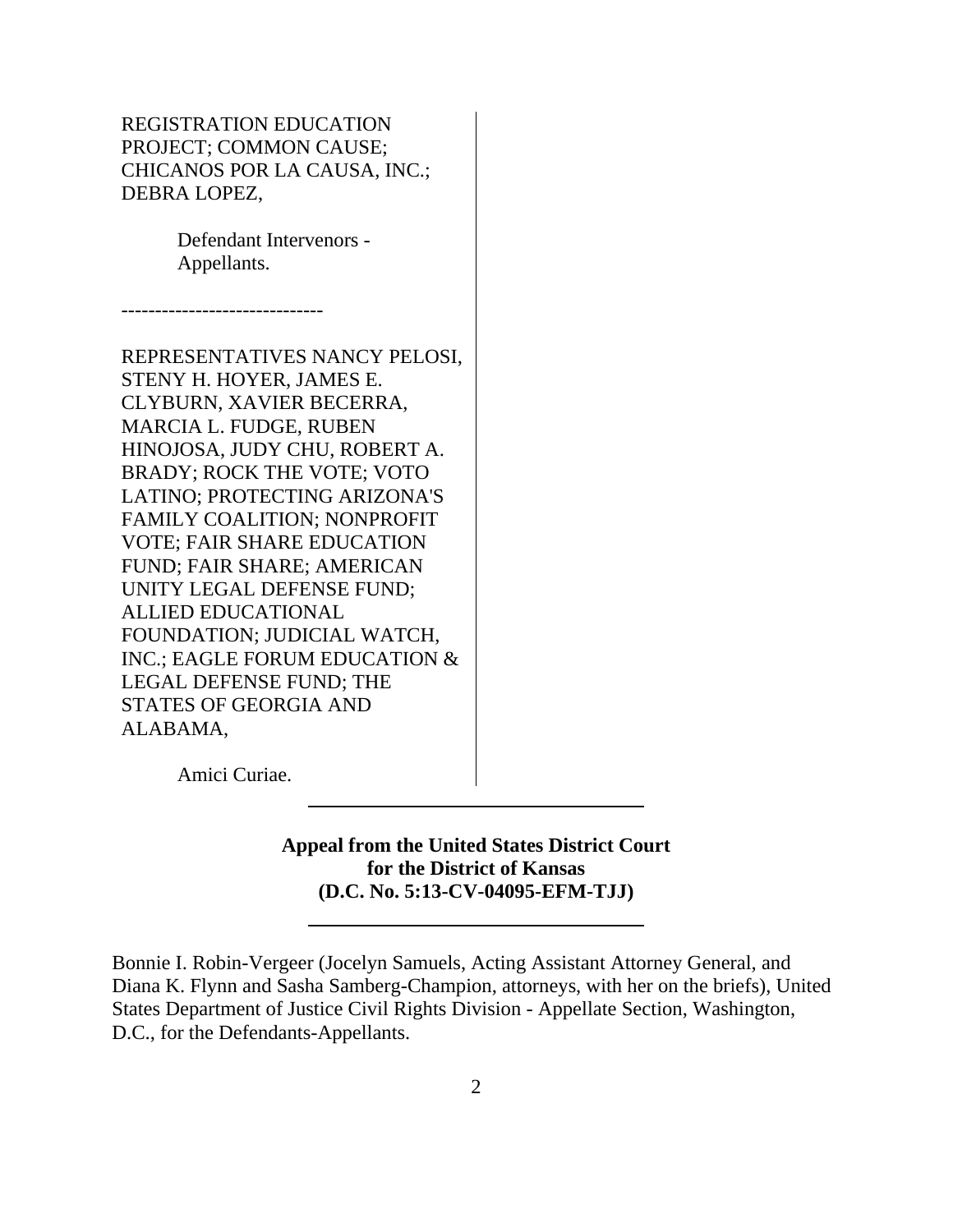REGISTRATION EDUCATION PROJECT; COMMON CAUSE; CHICANOS POR LA CAUSA, INC.; DEBRA LOPEZ,

Defendant Intervenors - Appellants.

------------------------------

REPRESENTATIVES NANCY PELOSI, STENY H. HOYER, JAMES E. CLYBURN, XAVIER BECERRA, MARCIA L. FUDGE, RUBEN HINOJOSA, JUDY CHU, ROBERT A. BRADY; ROCK THE VOTE; VOTO LATINO; PROTECTING ARIZONA'S FAMILY COALITION; NONPROFIT VOTE; FAIR SHARE EDUCATION FUND; FAIR SHARE; AMERICAN UNITY LEGAL DEFENSE FUND; ALLIED EDUCATIONAL FOUNDATION; JUDICIAL WATCH, INC.; EAGLE FORUM EDUCATION & LEGAL DEFENSE FUND; THE STATES OF GEORGIA AND ALABAMA,

Amici Curiae.

---

**Appeal from the United States District Court for the District of Kansas (D.C. No. 5:13-CV-04095-EFM-TJJ)**

---

Bonnie I. Robin-Vergeer (Jocelyn Samuels, Acting Assistant Attorney General, and Diana K. Flynn and Sasha Samberg-Champion, attorneys, with her on the briefs), United States Department of Justice Civil Rights Division - Appellate Section, Washington, D.C., for the Defendants-Appellants.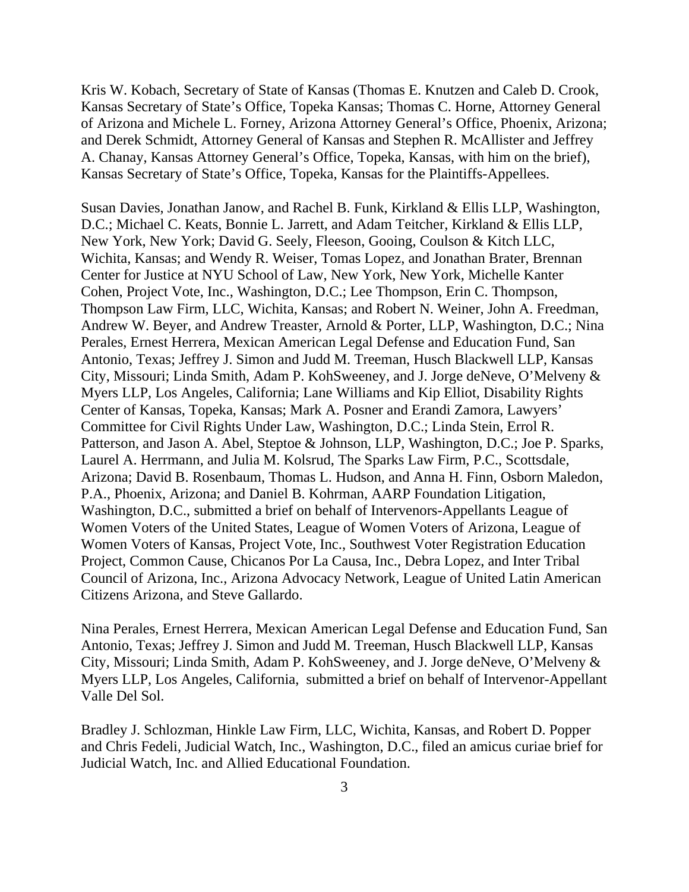Kris W. Kobach, Secretary of State of Kansas (Thomas E. Knutzen and Caleb D. Crook, Kansas Secretary of State's Office, Topeka Kansas; Thomas C. Horne, Attorney General of Arizona and Michele L. Forney, Arizona Attorney General's Office, Phoenix, Arizona; and Derek Schmidt, Attorney General of Kansas and Stephen R. McAllister and Jeffrey A. Chanay, Kansas Attorney General's Office, Topeka, Kansas, with him on the brief), Kansas Secretary of State's Office, Topeka, Kansas for the Plaintiffs-Appellees.

Susan Davies, Jonathan Janow, and Rachel B. Funk, Kirkland & Ellis LLP, Washington, D.C.; Michael C. Keats, Bonnie L. Jarrett, and Adam Teitcher, Kirkland & Ellis LLP, New York, New York; David G. Seely, Fleeson, Gooing, Coulson & Kitch LLC, Wichita, Kansas; and Wendy R. Weiser, Tomas Lopez, and Jonathan Brater, Brennan Center for Justice at NYU School of Law, New York, New York, Michelle Kanter Cohen, Project Vote, Inc., Washington, D.C.; Lee Thompson, Erin C. Thompson, Thompson Law Firm, LLC, Wichita, Kansas; and Robert N. Weiner, John A. Freedman, Andrew W. Beyer, and Andrew Treaster, Arnold & Porter, LLP, Washington, D.C.; Nina Perales, Ernest Herrera, Mexican American Legal Defense and Education Fund, San Antonio, Texas; Jeffrey J. Simon and Judd M. Treeman, Husch Blackwell LLP, Kansas City, Missouri; Linda Smith, Adam P. KohSweeney, and J. Jorge deNeve, O'Melveny & Myers LLP, Los Angeles, California; Lane Williams and Kip Elliot, Disability Rights Center of Kansas, Topeka, Kansas; Mark A. Posner and Erandi Zamora, Lawyers' Committee for Civil Rights Under Law, Washington, D.C.; Linda Stein, Errol R. Patterson, and Jason A. Abel, Steptoe & Johnson, LLP, Washington, D.C.; Joe P. Sparks, Laurel A. Herrmann, and Julia M. Kolsrud, The Sparks Law Firm, P.C., Scottsdale, Arizona; David B. Rosenbaum, Thomas L. Hudson, and Anna H. Finn, Osborn Maledon, P.A., Phoenix, Arizona; and Daniel B. Kohrman, AARP Foundation Litigation, Washington, D.C., submitted a brief on behalf of Intervenors-Appellants League of Women Voters of the United States, League of Women Voters of Arizona, League of Women Voters of Kansas, Project Vote, Inc., Southwest Voter Registration Education Project, Common Cause, Chicanos Por La Causa, Inc., Debra Lopez, and Inter Tribal Council of Arizona, Inc., Arizona Advocacy Network, League of United Latin American Citizens Arizona, and Steve Gallardo.

Nina Perales, Ernest Herrera, Mexican American Legal Defense and Education Fund, San Antonio, Texas; Jeffrey J. Simon and Judd M. Treeman, Husch Blackwell LLP, Kansas City, Missouri; Linda Smith, Adam P. KohSweeney, and J. Jorge deNeve, O'Melveny & Myers LLP, Los Angeles, California, submitted a brief on behalf of Intervenor-Appellant Valle Del Sol.

Bradley J. Schlozman, Hinkle Law Firm, LLC, Wichita, Kansas, and Robert D. Popper and Chris Fedeli, Judicial Watch, Inc., Washington, D.C., filed an amicus curiae brief for Judicial Watch, Inc. and Allied Educational Foundation.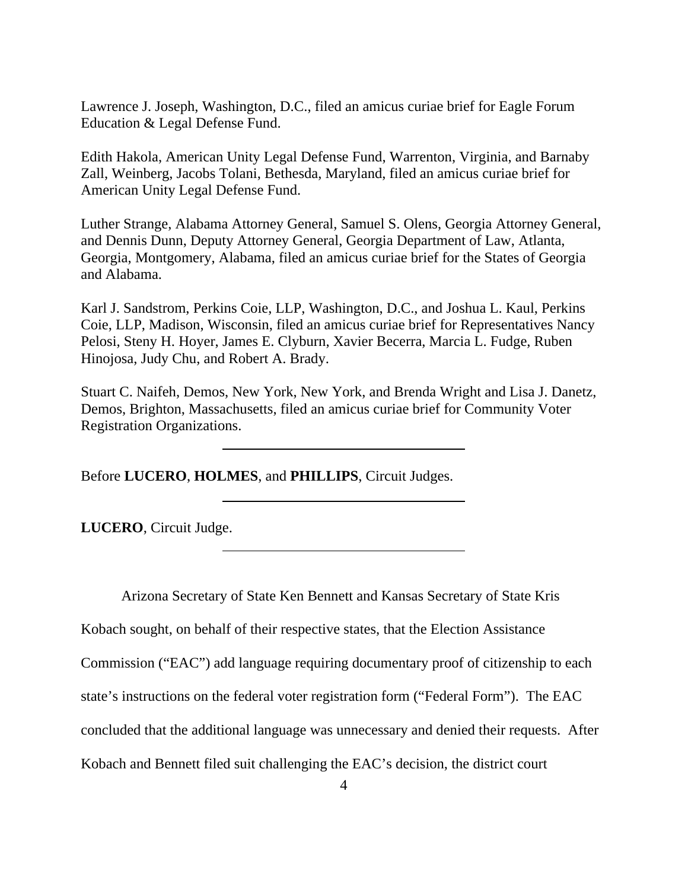Lawrence J. Joseph, Washington, D.C., filed an amicus curiae brief for Eagle Forum Education & Legal Defense Fund.

Edith Hakola, American Unity Legal Defense Fund, Warrenton, Virginia, and Barnaby Zall, Weinberg, Jacobs Tolani, Bethesda, Maryland, filed an amicus curiae brief for American Unity Legal Defense Fund.

Luther Strange, Alabama Attorney General, Samuel S. Olens, Georgia Attorney General, and Dennis Dunn, Deputy Attorney General, Georgia Department of Law, Atlanta, Georgia, Montgomery, Alabama, filed an amicus curiae brief for the States of Georgia and Alabama.

Karl J. Sandstrom, Perkins Coie, LLP, Washington, D.C., and Joshua L. Kaul, Perkins Coie, LLP, Madison, Wisconsin, filed an amicus curiae brief for Representatives Nancy Pelosi, Steny H. Hoyer, James E. Clyburn, Xavier Becerra, Marcia L. Fudge, Ruben Hinojosa, Judy Chu, and Robert A. Brady.

Stuart C. Naifeh, Demos, New York, New York, and Brenda Wright and Lisa J. Danetz, Demos, Brighton, Massachusetts, filed an amicus curiae brief for Community Voter Registration Organizations.

---

Before **LUCERO**, **HOLMES**, and **PHILLIPS**, Circuit Judges.

---

**LUCERO**, Circuit Judge.

---

Arizona Secretary of State Ken Bennett and Kansas Secretary of State Kris Kobach sought, on behalf of their respective states, that the Election Assistance Commission ("EAC") add language requiring documentary proof of citizenship to each state's instructions on the federal voter registration form ("Federal Form"). The EAC concluded that the additional language was unnecessary and denied their requests. After Kobach and Bennett filed suit challenging the EAC's decision, the district court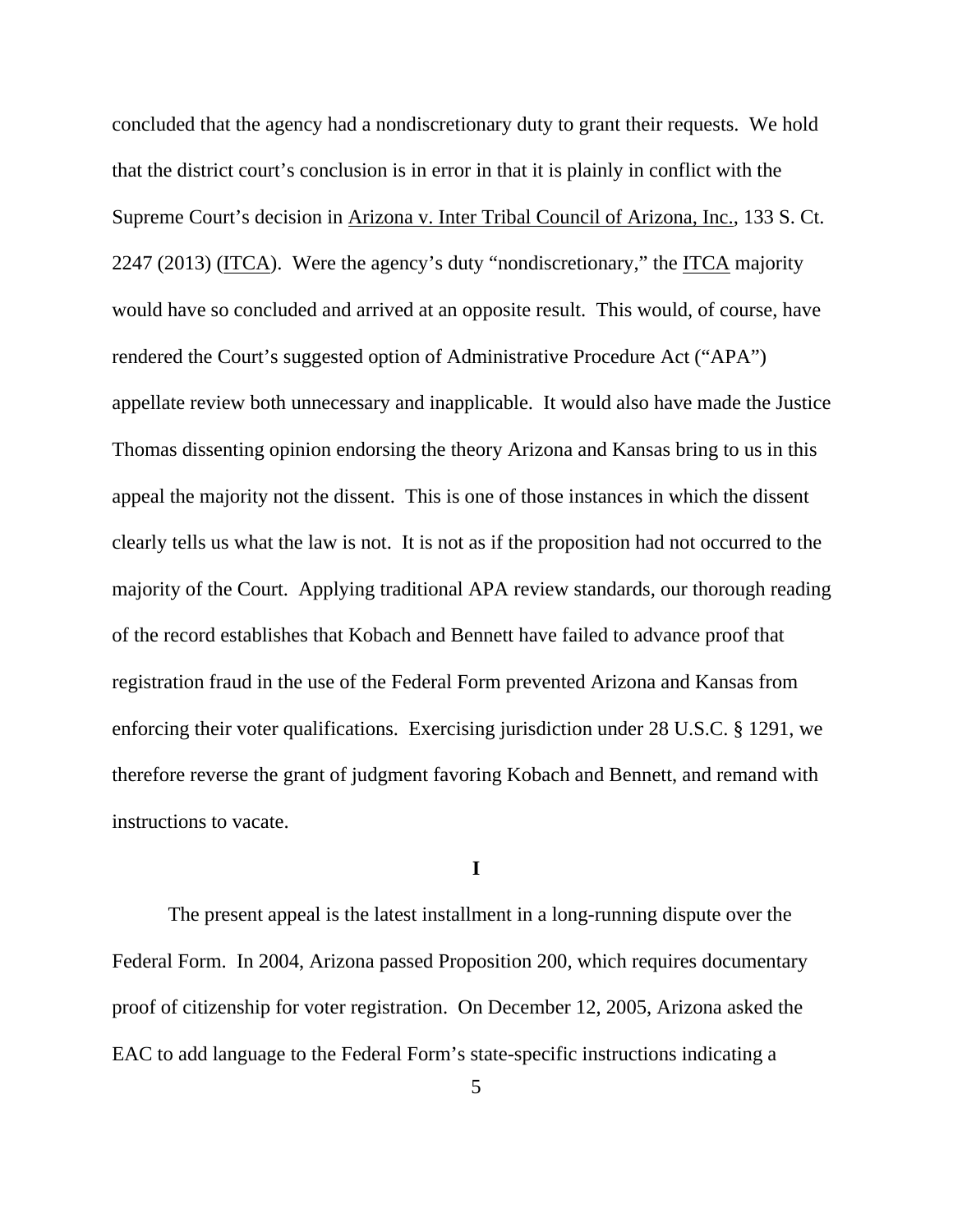concluded that the agency had a nondiscretionary duty to grant their requests. We hold that the district court's conclusion is in error in that it is plainly in conflict with the Supreme Court's decision in Arizona v. Inter Tribal Council of Arizona, Inc., 133 S. Ct. 2247 (2013) (ITCA). Were the agency's duty "nondiscretionary," the ITCA majority would have so concluded and arrived at an opposite result. This would, of course, have rendered the Court's suggested option of Administrative Procedure Act ("APA") appellate review both unnecessary and inapplicable. It would also have made the Justice Thomas dissenting opinion endorsing the theory Arizona and Kansas bring to us in this appeal the majority not the dissent. This is one of those instances in which the dissent clearly tells us what the law is not. It is not as if the proposition had not occurred to the majority of the Court. Applying traditional APA review standards, our thorough reading of the record establishes that Kobach and Bennett have failed to advance proof that registration fraud in the use of the Federal Form prevented Arizona and Kansas from enforcing their voter qualifications. Exercising jurisdiction under 28 U.S.C. § 1291, we therefore reverse the grant of judgment favoring Kobach and Bennett, and remand with instructions to vacate.

## I

The present appeal is the latest installment in a long-running dispute over the Federal Form. In 2004, Arizona passed Proposition 200, which requires documentary proof of citizenship for voter registration. On December 12, 2005, Arizona asked the EAC to add language to the Federal Form's state-specific instructions indicating a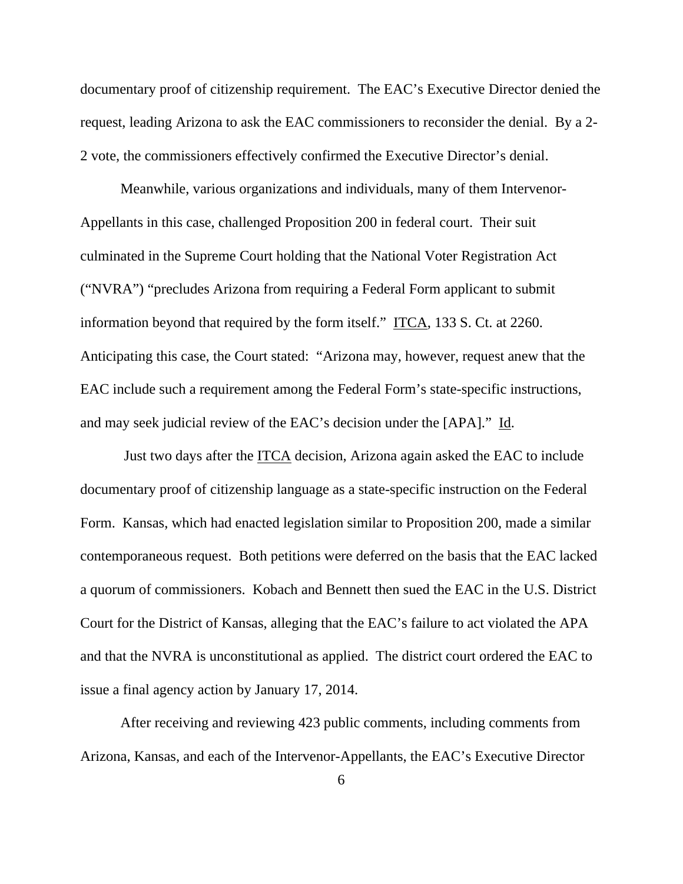documentary proof of citizenship requirement. The EAC's Executive Director denied the request, leading Arizona to ask the EAC commissioners to reconsider the denial. By a 2-2 vote, the commissioners effectively confirmed the Executive Director's denial.

Meanwhile, various organizations and individuals, many of them Intervenor-Appellants in this case, challenged Proposition 200 in federal court. Their suit culminated in the Supreme Court holding that the National Voter Registration Act ("NVRA") "precludes Arizona from requiring a Federal Form applicant to submit information beyond that required by the form itself." ITCA, 133 S. Ct. at 2260. Anticipating this case, the Court stated: "Arizona may, however, request anew that the EAC include such a requirement among the Federal Form's state-specific instructions, and may seek judicial review of the EAC's decision under the [APA]." Id.

Just two days after the ITCA decision, Arizona again asked the EAC to include documentary proof of citizenship language as a state-specific instruction on the Federal Form. Kansas, which had enacted legislation similar to Proposition 200, made a similar contemporaneous request. Both petitions were deferred on the basis that the EAC lacked a quorum of commissioners. Kobach and Bennett then sued the EAC in the U.S. District Court for the District of Kansas, alleging that the EAC's failure to act violated the APA and that the NVRA is unconstitutional as applied. The district court ordered the EAC to issue a final agency action by January 17, 2014.

After receiving and reviewing 423 public comments, including comments from Arizona, Kansas, and each of the Intervenor-Appellants, the EAC's Executive Director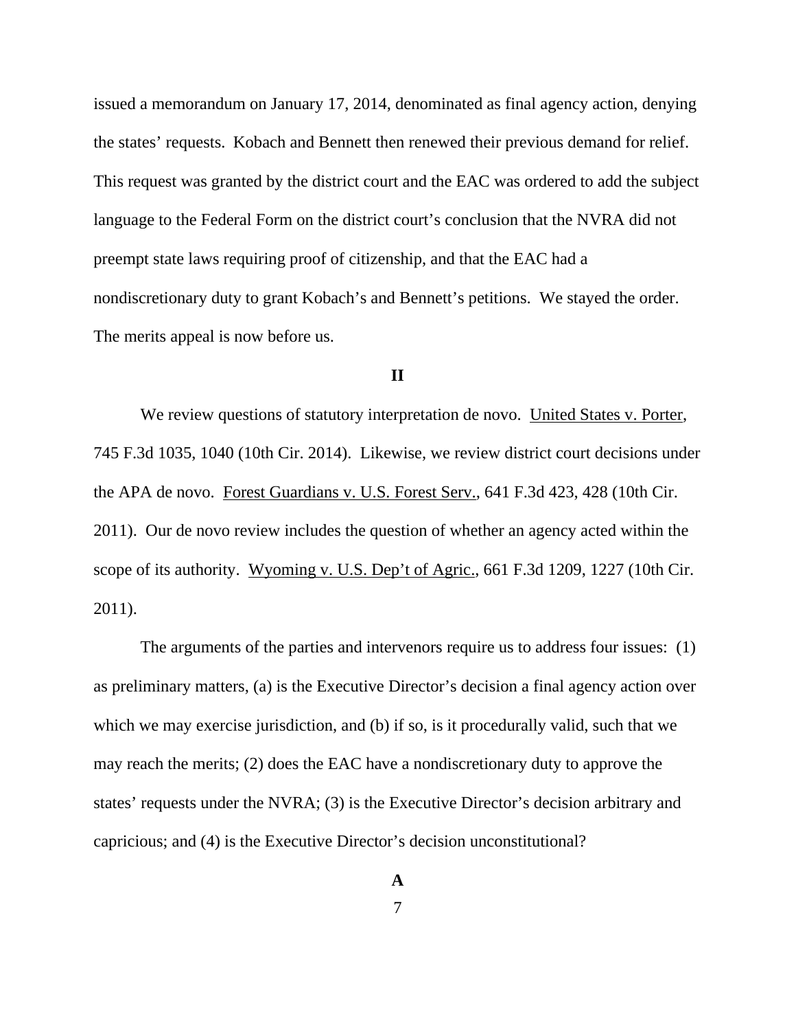issued a memorandum on January 17, 2014, denominated as final agency action, denying the states' requests. Kobach and Bennett then renewed their previous demand for relief. This request was granted by the district court and the EAC was ordered to add the subject language to the Federal Form on the district court's conclusion that the NVRA did not preempt state laws requiring proof of citizenship, and that the EAC had a nondiscretionary duty to grant Kobach's and Bennett's petitions. We stayed the order. The merits appeal is now before us.

## II

We review questions of statutory interpretation de novo. United States v. Porter, 745 F.3d 1035, 1040 (10th Cir. 2014). Likewise, we review district court decisions under the APA de novo. Forest Guardians v. U.S. Forest Serv., 641 F.3d 423, 428 (10th Cir. 2011). Our de novo review includes the question of whether an agency acted within the scope of its authority. Wyoming v. U.S. Dep't of Agric., 661 F.3d 1209, 1227 (10th Cir. 2011).

The arguments of the parties and intervenors require us to address four issues: (1) as preliminary matters, (a) is the Executive Director's decision a final agency action over which we may exercise jurisdiction, and (b) if so, is it procedurally valid, such that we may reach the merits; (2) does the EAC have a nondiscretionary duty to approve the states' requests under the NVRA; (3) is the Executive Director's decision arbitrary and capricious; and (4) is the Executive Director's decision unconstitutional?

### A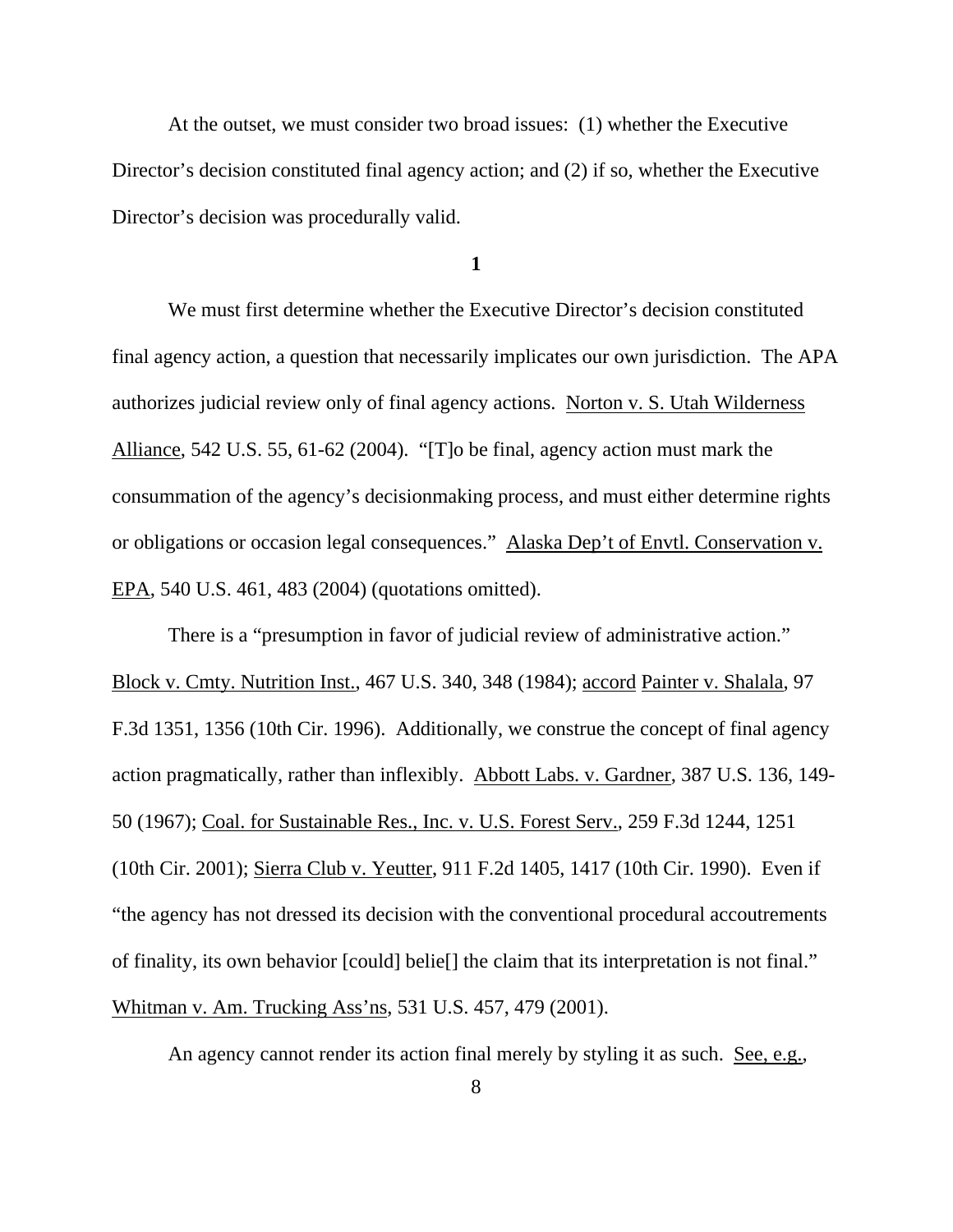At the outset, we must consider two broad issues: (1) whether the Executive Director's decision constituted final agency action; and (2) if so, whether the Executive Director's decision was procedurally valid.

**1**

We must first determine whether the Executive Director's decision constituted final agency action, a question that necessarily implicates our own jurisdiction. The APA authorizes judicial review only of final agency actions. Norton v. S. Utah Wilderness Alliance, 542 U.S. 55, 61-62 (2004). "[T]o be final, agency action must mark the consummation of the agency's decisionmaking process, and must either determine rights or obligations or occasion legal consequences." Alaska Dep't of Envtl. Conservation v. EPA, 540 U.S. 461, 483 (2004) (quotations omitted).

There is a "presumption in favor of judicial review of administrative action." Block v. Cmty. Nutrition Inst., 467 U.S. 340, 348 (1984); accord Painter v. Shalala, 97 F.3d 1351, 1356 (10th Cir. 1996). Additionally, we construe the concept of final agency action pragmatically, rather than inflexibly. Abbott Labs. v. Gardner, 387 U.S. 136, 149-50 (1967); Coal. for Sustainable Res., Inc. v. U.S. Forest Serv., 259 F.3d 1244, 1251 (10th Cir. 2001); Sierra Club v. Yeutter, 911 F.2d 1405, 1417 (10th Cir. 1990). Even if "the agency has not dressed its decision with the conventional procedural accoutrements of finality, its own behavior [could] belie[] the claim that its interpretation is not final." Whitman v. Am. Trucking Ass'ns, 531 U.S. 457, 479 (2001).

An agency cannot render its action final merely by styling it as such. See, e.g.,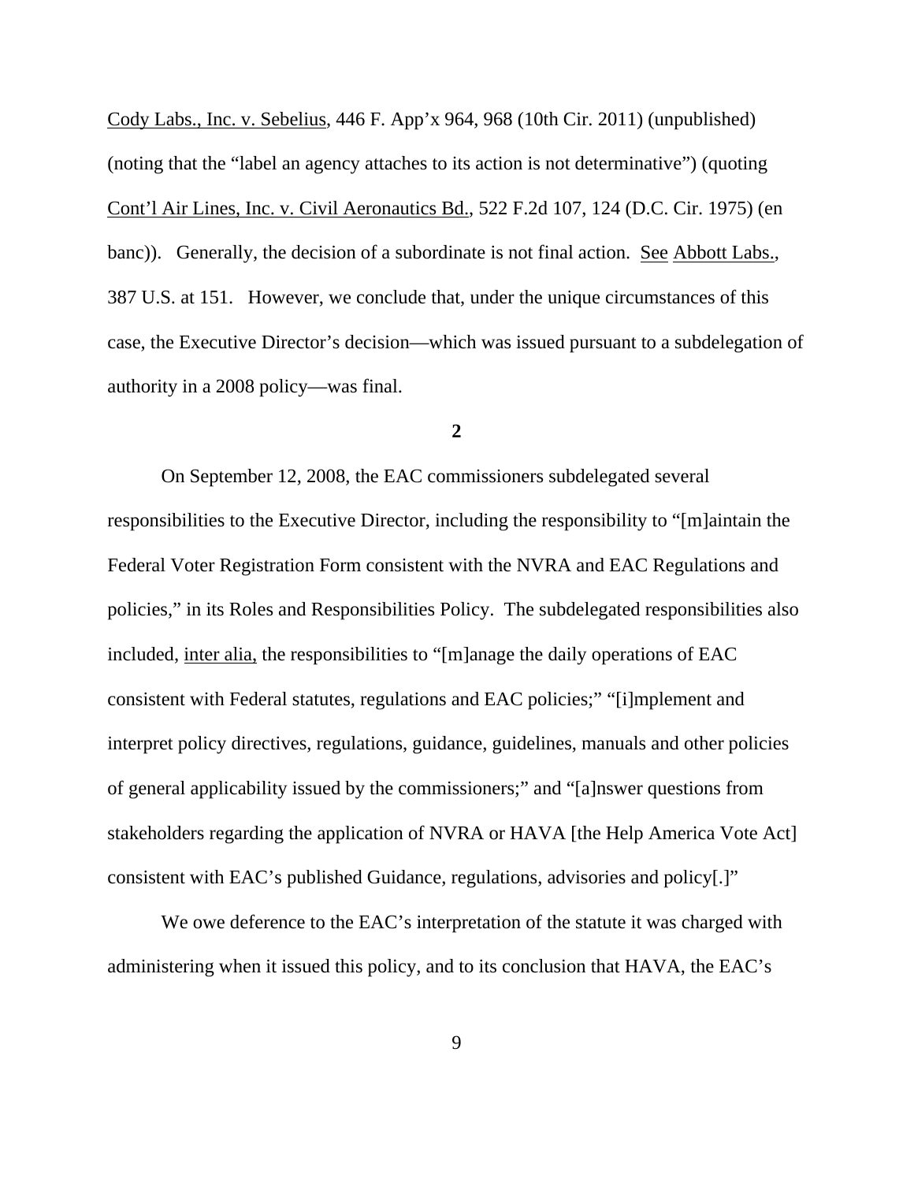Cody Labs., Inc. v. Sebelius, 446 F. App'x 964, 968 (10th Cir. 2011) (unpublished) (noting that the "label an agency attaches to its action is not determinative") (quoting Cont'l Air Lines, Inc. v. Civil Aeronautics Bd., 522 F.2d 107, 124 (D.C. Cir. 1975) (en banc)). Generally, the decision of a subordinate is not final action. See Abbott Labs., 387 U.S. at 151. However, we conclude that, under the unique circumstances of this case, the Executive Director's decision—which was issued pursuant to a subdelegation of authority in a 2008 policy—was final.

**2**

On September 12, 2008, the EAC commissioners subdelegated several responsibilities to the Executive Director, including the responsibility to "[m]aintain the Federal Voter Registration Form consistent with the NVRA and EAC Regulations and policies," in its Roles and Responsibilities Policy. The subdelegated responsibilities also included, inter alia, the responsibilities to "[m]anage the daily operations of EAC consistent with Federal statutes, regulations and EAC policies;" "[i]mplement and interpret policy directives, regulations, guidance, guidelines, manuals and other policies of general applicability issued by the commissioners;" and "[a]nswer questions from stakeholders regarding the application of NVRA or HAVA [the Help America Vote Act] consistent with EAC's published Guidance, regulations, advisories and policy[.]"

We owe deference to the EAC's interpretation of the statute it was charged with administering when it issued this policy, and to its conclusion that HAVA, the EAC's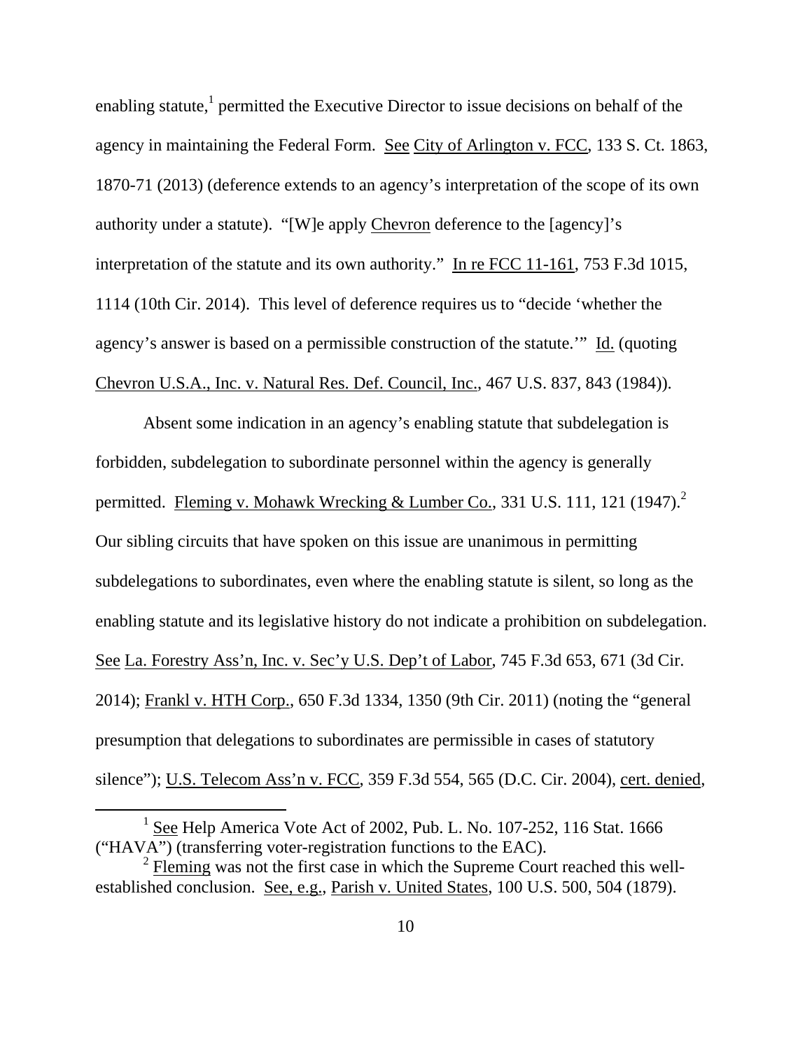enabling statute,[1] permitted the Executive Director to issue decisions on behalf of the agency in maintaining the Federal Form. See City of Arlington v. FCC, 133 S. Ct. 1863, 1870-71 (2013) (deference extends to an agency's interpretation of the scope of its own authority under a statute). "[W]e apply Chevron deference to the [agency]'s interpretation of the statute and its own authority." In re FCC 11-161, 753 F.3d 1015, 1114 (10th Cir. 2014). This level of deference requires us to "decide 'whether the agency's answer is based on a permissible construction of the statute.'" Id. (quoting Chevron U.S.A., Inc. v. Natural Res. Def. Council, Inc., 467 U.S. 837, 843 (1984)).

Absent some indication in an agency's enabling statute that subdelegation is forbidden, subdelegation to subordinate personnel within the agency is generally permitted. Fleming v. Mohawk Wrecking & Lumber Co., 331 U.S. 111, 121 (1947).[2] Our sibling circuits that have spoken on this issue are unanimous in permitting subdelegations to subordinates, even where the enabling statute is silent, so long as the enabling statute and its legislative history do not indicate a prohibition on subdelegation. See La. Forestry Ass'n, Inc. v. Sec'y U.S. Dep't of Labor, 745 F.3d 653, 671 (3d Cir. 2014); Frankl v. HTH Corp., 650 F.3d 1334, 1350 (9th Cir. 2011) (noting the "general presumption that delegations to subordinates are permissible in cases of statutory silence"); U.S. Telecom Ass'n v. FCC, 359 F.3d 554, 565 (D.C. Cir. 2004), cert. denied,

---

[1] See Help America Vote Act of 2002, Pub. L. No. 107-252, 116 Stat. 1666 ("HAVA") (transferring voter-registration functions to the EAC).

[2] Fleming was not the first case in which the Supreme Court reached this well-established conclusion. See, e.g., Parish v. United States, 100 U.S. 500, 504 (1879).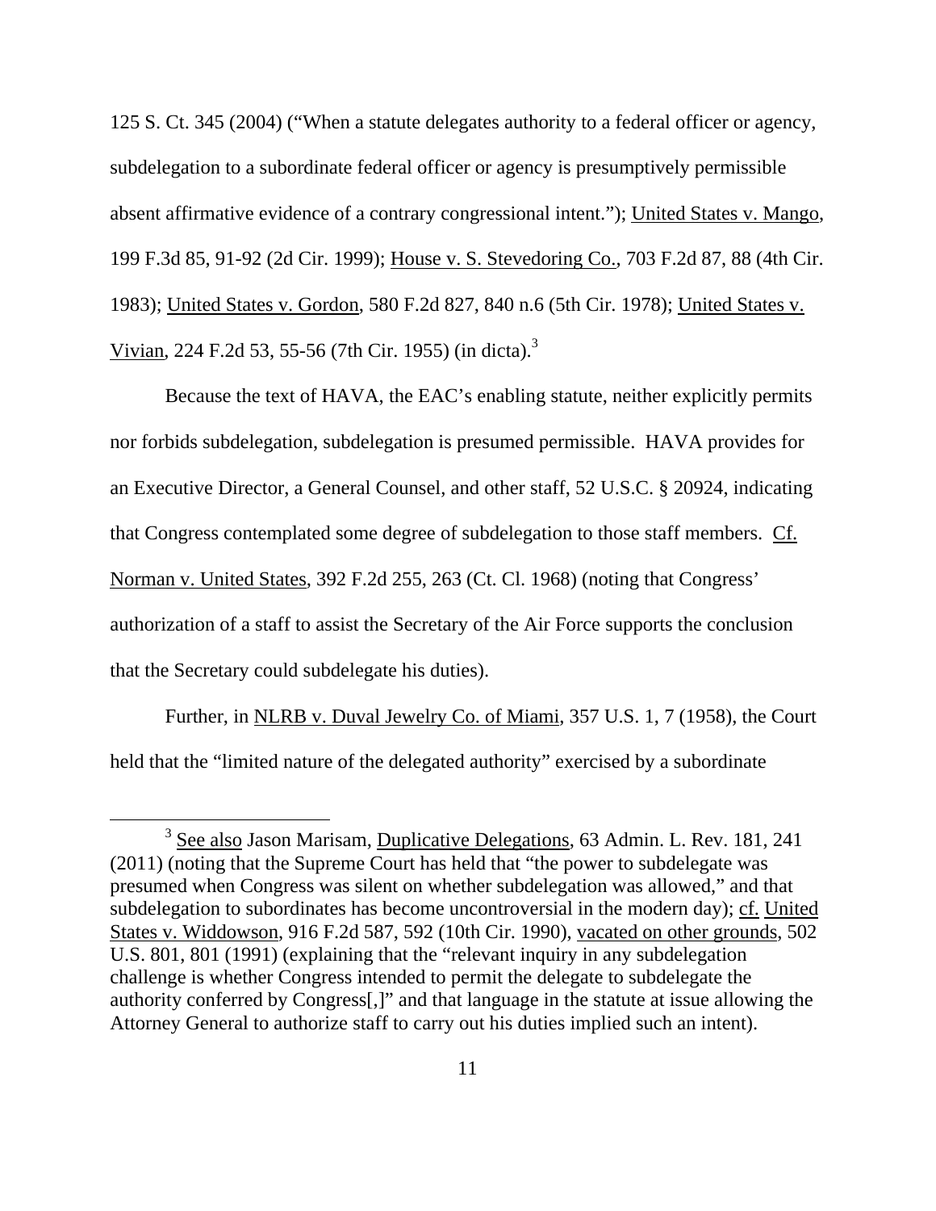125 S. Ct. 345 (2004) ("When a statute delegates authority to a federal officer or agency, subdelegation to a subordinate federal officer or agency is presumptively permissible absent affirmative evidence of a contrary congressional intent."); United States v. Mango, 199 F.3d 85, 91-92 (2d Cir. 1999); House v. S. Stevedoring Co., 703 F.2d 87, 88 (4th Cir. 1983); United States v. Gordon, 580 F.2d 827, 840 n.6 (5th Cir. 1978); United States v. Vivian, 224 F.2d 53, 55-56 (7th Cir. 1955) (in dicta).[3]

Because the text of HAVA, the EAC's enabling statute, neither explicitly permits nor forbids subdelegation, subdelegation is presumed permissible. HAVA provides for an Executive Director, a General Counsel, and other staff, 52 U.S.C. § 20924, indicating that Congress contemplated some degree of subdelegation to those staff members. Cf. Norman v. United States, 392 F.2d 255, 263 (Ct. Cl. 1968) (noting that Congress' authorization of a staff to assist the Secretary of the Air Force supports the conclusion that the Secretary could subdelegate his duties).

Further, in NLRB v. Duval Jewelry Co. of Miami, 357 U.S. 1, 7 (1958), the Court held that the "limited nature of the delegated authority" exercised by a subordinate

---

[3] See also Jason Marisam, Duplicative Delegations, 63 Admin. L. Rev. 181, 241 (2011) (noting that the Supreme Court has held that "the power to subdelegate was presumed when Congress was silent on whether subdelegation was allowed," and that subdelegation to subordinates has become uncontroversial in the modern day); cf. United States v. Widdowson, 916 F.2d 587, 592 (10th Cir. 1990), vacated on other grounds, 502 U.S. 801, 801 (1991) (explaining that the "relevant inquiry in any subdelegation challenge is whether Congress intended to permit the delegate to subdelegate the authority conferred by Congress[,]" and that language in the statute at issue allowing the Attorney General to authorize staff to carry out his duties implied such an intent).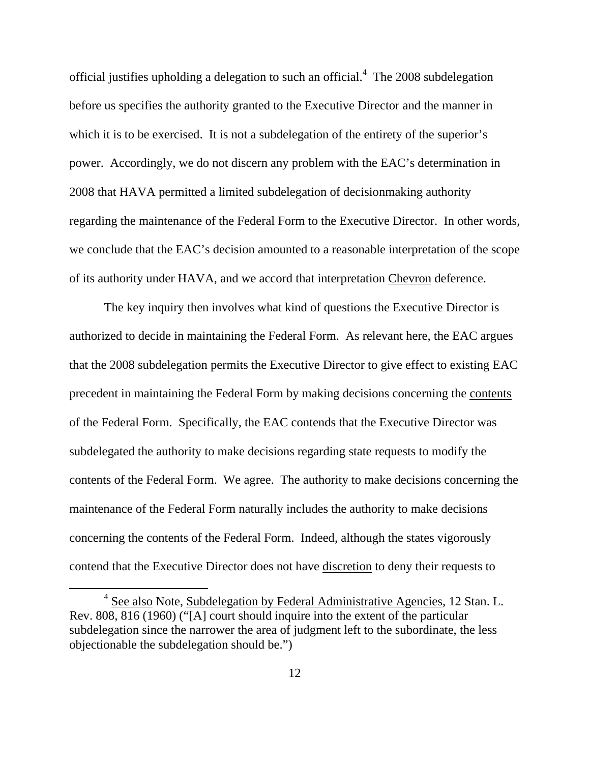official justifies upholding a delegation to such an official.[4] The 2008 subdelegation before us specifies the authority granted to the Executive Director and the manner in which it is to be exercised. It is not a subdelegation of the entirety of the superior's power. Accordingly, we do not discern any problem with the EAC's determination in 2008 that HAVA permitted a limited subdelegation of decisionmaking authority regarding the maintenance of the Federal Form to the Executive Director. In other words, we conclude that the EAC's decision amounted to a reasonable interpretation of the scope of its authority under HAVA, and we accord that interpretation Chevron deference.

The key inquiry then involves what kind of questions the Executive Director is authorized to decide in maintaining the Federal Form. As relevant here, the EAC argues that the 2008 subdelegation permits the Executive Director to give effect to existing EAC precedent in maintaining the Federal Form by making decisions concerning the contents of the Federal Form. Specifically, the EAC contends that the Executive Director was subdelegated the authority to make decisions regarding state requests to modify the contents of the Federal Form. We agree. The authority to make decisions concerning the maintenance of the Federal Form naturally includes the authority to make decisions concerning the contents of the Federal Form. Indeed, although the states vigorously contend that the Executive Director does not have discretion to deny their requests to

[4] See also Note, Subdelegation by Federal Administrative Agencies, 12 Stan. L. Rev. 808, 816 (1960) ("[A] court should inquire into the extent of the particular subdelegation since the narrower the area of judgment left to the subordinate, the less objectionable the subdelegation should be.")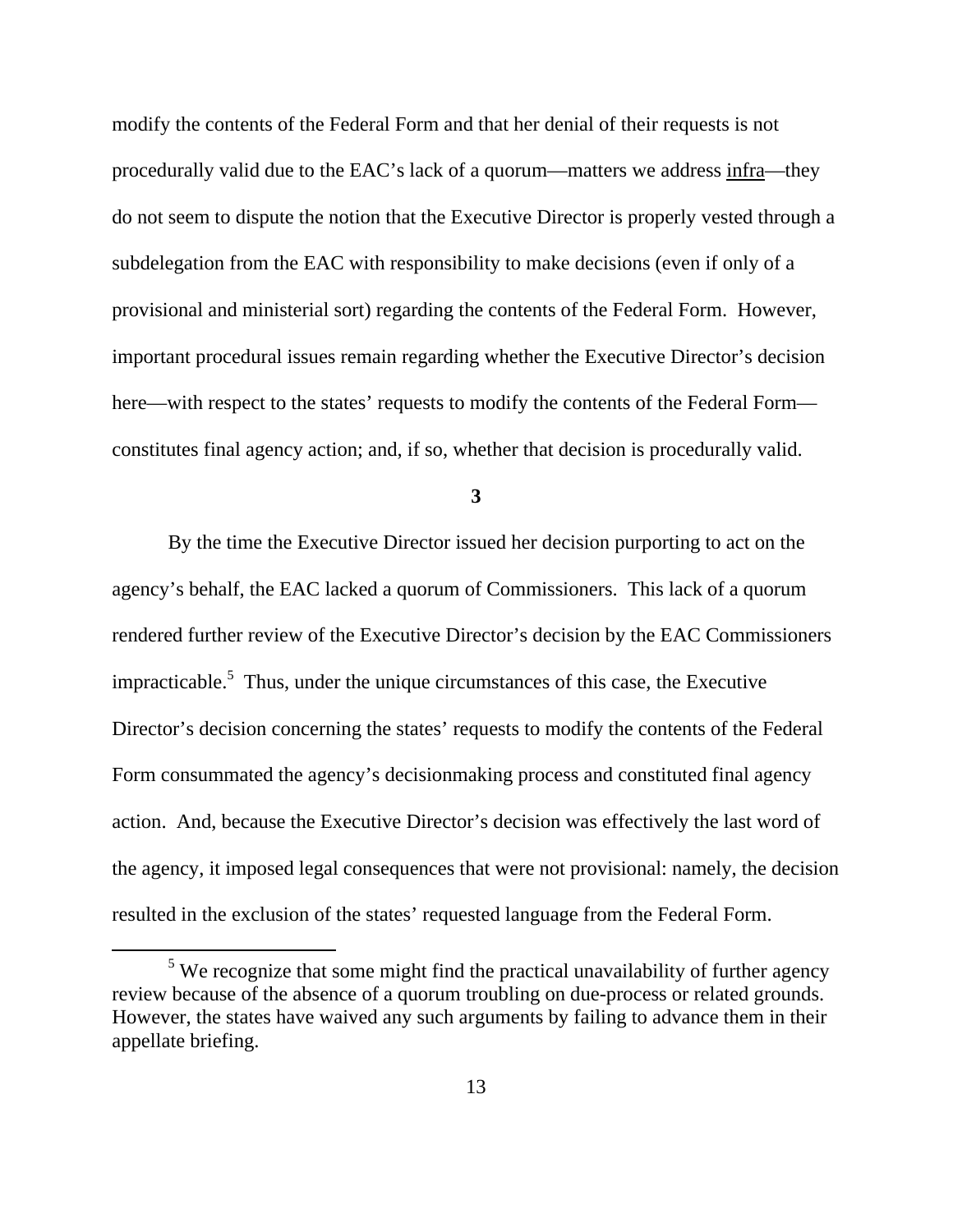modify the contents of the Federal Form and that her denial of their requests is not procedurally valid due to the EAC's lack of a quorum—matters we address infra—they do not seem to dispute the notion that the Executive Director is properly vested through a subdelegation from the EAC with responsibility to make decisions (even if only of a provisional and ministerial sort) regarding the contents of the Federal Form. However, important procedural issues remain regarding whether the Executive Director's decision here—with respect to the states' requests to modify the contents of the Federal Form—constitutes final agency action; and, if so, whether that decision is procedurally valid.

**3**

By the time the Executive Director issued her decision purporting to act on the agency's behalf, the EAC lacked a quorum of Commissioners. This lack of a quorum rendered further review of the Executive Director's decision by the EAC Commissioners impracticable.[5] Thus, under the unique circumstances of this case, the Executive Director's decision concerning the states' requests to modify the contents of the Federal Form consummated the agency's decisionmaking process and constituted final agency action. And, because the Executive Director's decision was effectively the last word of the agency, it imposed legal consequences that were not provisional: namely, the decision resulted in the exclusion of the states' requested language from the Federal Form.

[5] We recognize that some might find the practical unavailability of further agency review because of the absence of a quorum troubling on due-process or related grounds. However, the states have waived any such arguments by failing to advance them in their appellate briefing.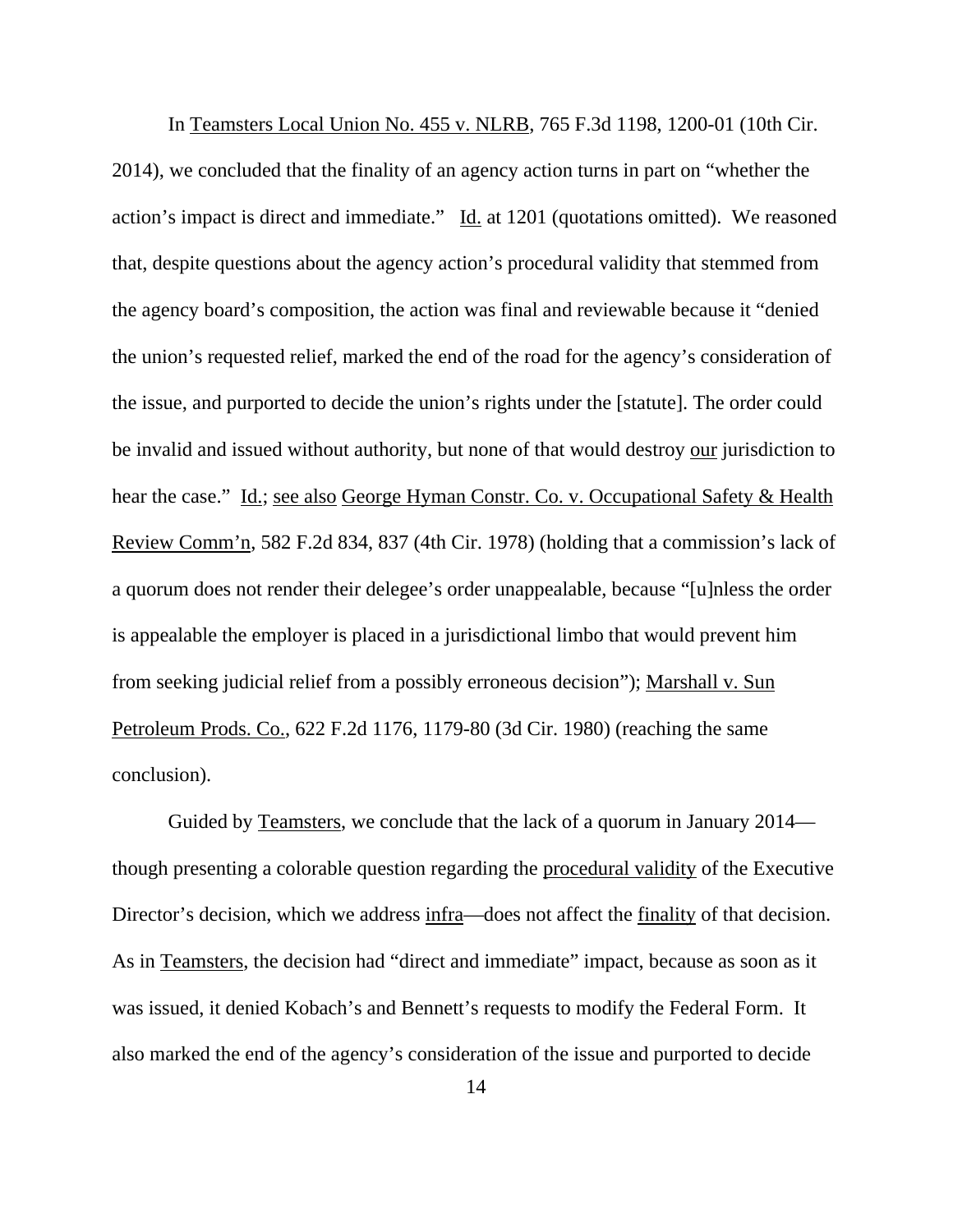In Teamsters Local Union No. 455 v. NLRB, 765 F.3d 1198, 1200-01 (10th Cir. 2014), we concluded that the finality of an agency action turns in part on "whether the action's impact is direct and immediate." Id. at 1201 (quotations omitted). We reasoned that, despite questions about the agency action's procedural validity that stemmed from the agency board's composition, the action was final and reviewable because it "denied the union's requested relief, marked the end of the road for the agency's consideration of the issue, and purported to decide the union's rights under the [statute]. The order could be invalid and issued without authority, but none of that would destroy our jurisdiction to hear the case." Id.; see also George Hyman Constr. Co. v. Occupational Safety & Health Review Comm'n, 582 F.2d 834, 837 (4th Cir. 1978) (holding that a commission's lack of a quorum does not render their delegee's order unappealable, because "[u]nless the order is appealable the employer is placed in a jurisdictional limbo that would prevent him from seeking judicial relief from a possibly erroneous decision"); Marshall v. Sun Petroleum Prods. Co., 622 F.2d 1176, 1179-80 (3d Cir. 1980) (reaching the same conclusion).

Guided by Teamsters, we conclude that the lack of a quorum in January 2014—though presenting a colorable question regarding the procedural validity of the Executive Director's decision, which we address infra—does not affect the finality of that decision. As in Teamsters, the decision had "direct and immediate" impact, because as soon as it was issued, it denied Kobach's and Bennett's requests to modify the Federal Form. It also marked the end of the agency's consideration of the issue and purported to decide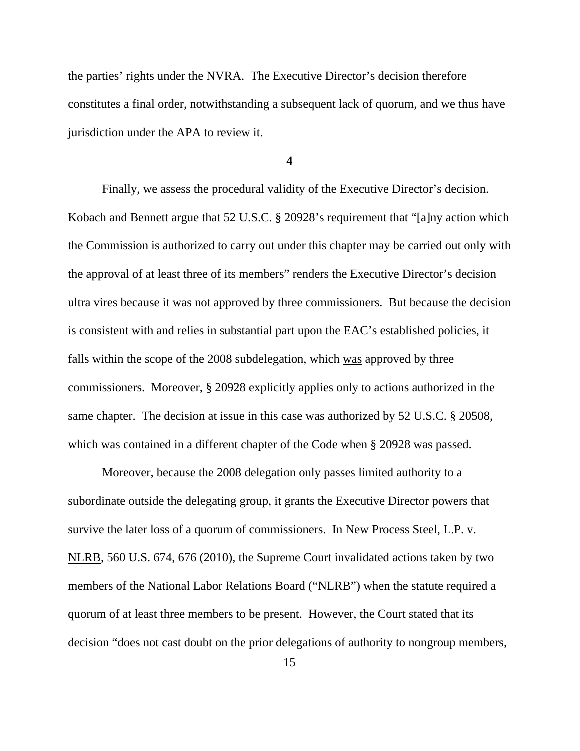the parties' rights under the NVRA. The Executive Director's decision therefore constitutes a final order, notwithstanding a subsequent lack of quorum, and we thus have jurisdiction under the APA to review it.

**4**

Finally, we assess the procedural validity of the Executive Director's decision. Kobach and Bennett argue that 52 U.S.C. § 20928's requirement that "[a]ny action which the Commission is authorized to carry out under this chapter may be carried out only with the approval of at least three of its members" renders the Executive Director's decision <u>ultra vires</u> because it was not approved by three commissioners. But because the decision is consistent with and relies in substantial part upon the EAC's established policies, it falls within the scope of the 2008 subdelegation, which <u>was</u> approved by three commissioners. Moreover, § 20928 explicitly applies only to actions authorized in the same chapter. The decision at issue in this case was authorized by 52 U.S.C. § 20508, which was contained in a different chapter of the Code when § 20928 was passed.

Moreover, because the 2008 delegation only passes limited authority to a subordinate outside the delegating group, it grants the Executive Director powers that survive the later loss of a quorum of commissioners. In <u>New Process Steel, L.P. v. NLRB</u>, 560 U.S. 674, 676 (2010), the Supreme Court invalidated actions taken by two members of the National Labor Relations Board ("NLRB") when the statute required a quorum of at least three members to be present. However, the Court stated that its decision "does not cast doubt on the prior delegations of authority to nongroup members,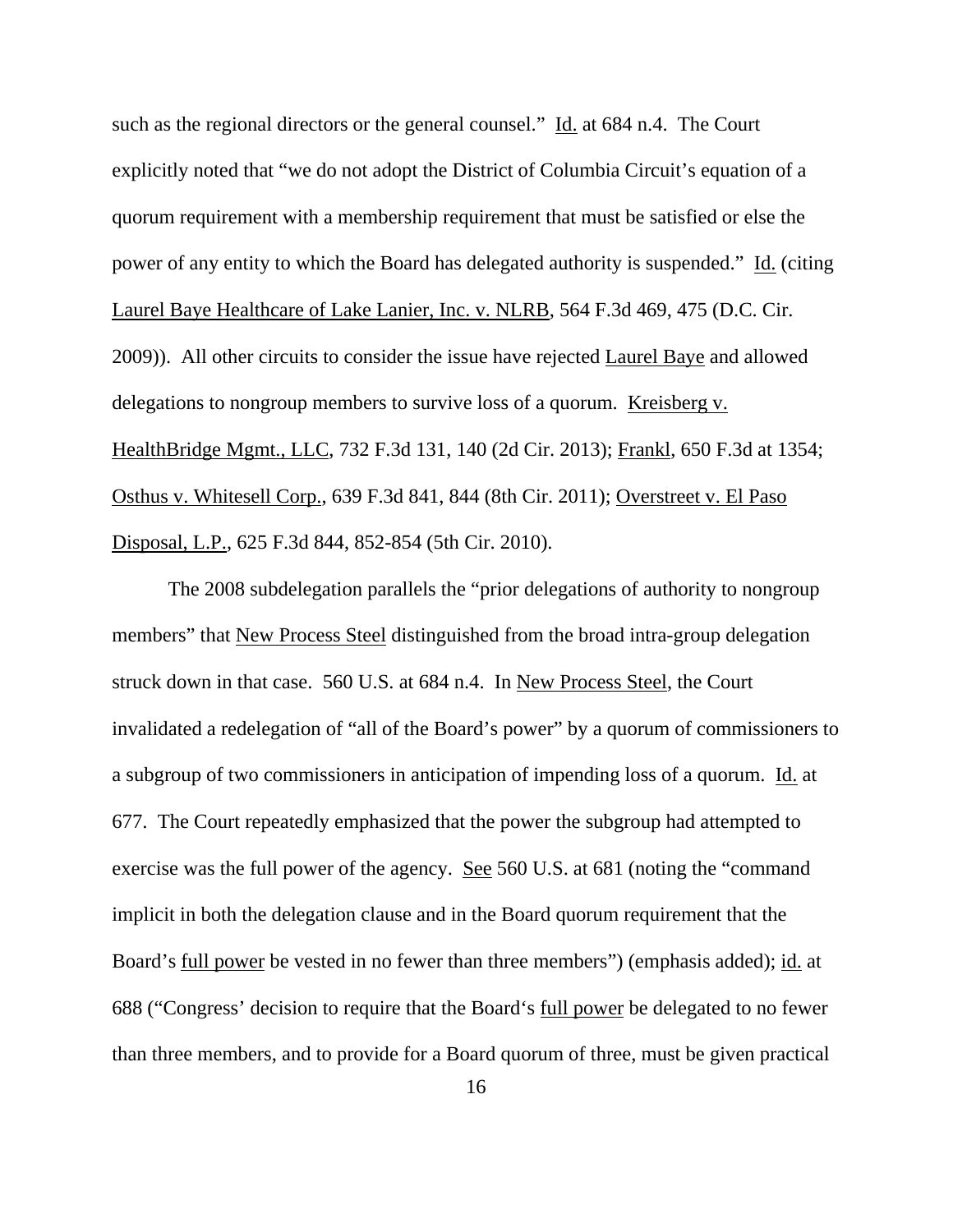such as the regional directors or the general counsel." Id. at 684 n.4. The Court explicitly noted that "we do not adopt the District of Columbia Circuit's equation of a quorum requirement with a membership requirement that must be satisfied or else the power of any entity to which the Board has delegated authority is suspended." Id. (citing Laurel Baye Healthcare of Lake Lanier, Inc. v. NLRB, 564 F.3d 469, 475 (D.C. Cir. 2009)). All other circuits to consider the issue have rejected Laurel Baye and allowed delegations to nongroup members to survive loss of a quorum. Kreisberg v. HealthBridge Mgmt., LLC, 732 F.3d 131, 140 (2d Cir. 2013); Frankl, 650 F.3d at 1354; Osthus v. Whitesell Corp., 639 F.3d 841, 844 (8th Cir. 2011); Overstreet v. El Paso Disposal, L.P., 625 F.3d 844, 852-854 (5th Cir. 2010).

The 2008 subdelegation parallels the "prior delegations of authority to nongroup members" that New Process Steel distinguished from the broad intra-group delegation struck down in that case. 560 U.S. at 684 n.4. In New Process Steel, the Court invalidated a redelegation of "all of the Board's power" by a quorum of commissioners to a subgroup of two commissioners in anticipation of impending loss of a quorum. Id. at 677. The Court repeatedly emphasized that the power the subgroup had attempted to exercise was the full power of the agency. See 560 U.S. at 681 (noting the "command implicit in both the delegation clause and in the Board quorum requirement that the Board's full power be vested in no fewer than three members") (emphasis added); id. at 688 ("Congress' decision to require that the Board's full power be delegated to no fewer than three members, and to provide for a Board quorum of three, must be given practical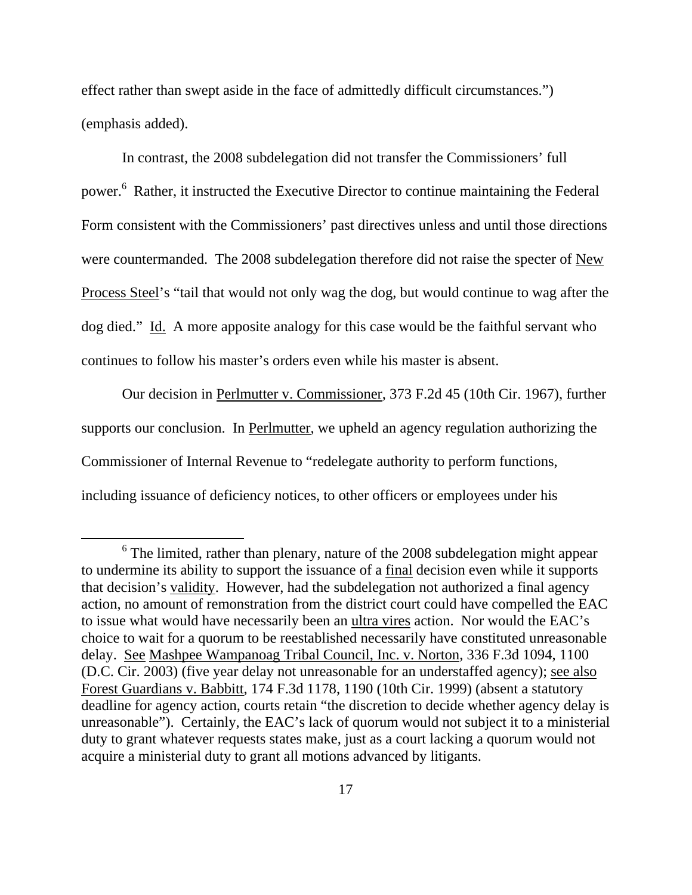effect rather than swept aside in the face of admittedly difficult circumstances.") (emphasis added).

In contrast, the 2008 subdelegation did not transfer the Commissioners' full power.[6] Rather, it instructed the Executive Director to continue maintaining the Federal Form consistent with the Commissioners' past directives unless and until those directions were countermanded. The 2008 subdelegation therefore did not raise the specter of New Process Steel's "tail that would not only wag the dog, but would continue to wag after the dog died." Id. A more apposite analogy for this case would be the faithful servant who continues to follow his master's orders even while his master is absent.

Our decision in Perlmutter v. Commissioner, 373 F.2d 45 (10th Cir. 1967), further supports our conclusion. In Perlmutter, we upheld an agency regulation authorizing the Commissioner of Internal Revenue to "redelegate authority to perform functions, including issuance of deficiency notices, to other officers or employees under his

---

[6] The limited, rather than plenary, nature of the 2008 subdelegation might appear to undermine its ability to support the issuance of a final decision even while it supports that decision's validity. However, had the subdelegation not authorized a final agency action, no amount of remonstration from the district court could have compelled the EAC to issue what would have necessarily been an ultra vires action. Nor would the EAC's choice to wait for a quorum to be reestablished necessarily have constituted unreasonable delay. See Mashpee Wampanoag Tribal Council, Inc. v. Norton, 336 F.3d 1094, 1100 (D.C. Cir. 2003) (five year delay not unreasonable for an understaffed agency); see also Forest Guardians v. Babbitt, 174 F.3d 1178, 1190 (10th Cir. 1999) (absent a statutory deadline for agency action, courts retain "the discretion to decide whether agency delay is unreasonable"). Certainly, the EAC's lack of quorum would not subject it to a ministerial duty to grant whatever requests states make, just as a court lacking a quorum would not acquire a ministerial duty to grant all motions advanced by litigants.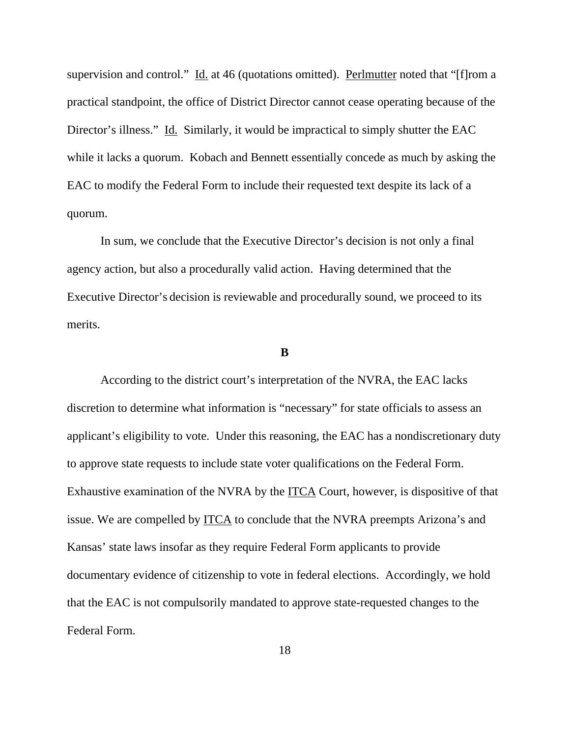supervision and control." Id. at 46 (quotations omitted). Perlmutter noted that "[f]rom a practical standpoint, the office of District Director cannot cease operating because of the Director's illness." Id. Similarly, it would be impractical to simply shutter the EAC while it lacks a quorum. Kobach and Bennett essentially concede as much by asking the EAC to modify the Federal Form to include their requested text despite its lack of a quorum.

In sum, we conclude that the Executive Director's decision is not only a final agency action, but also a procedurally valid action. Having determined that the Executive Director's decision is reviewable and procedurally sound, we proceed to its merits.

**B**

According to the district court's interpretation of the NVRA, the EAC lacks discretion to determine what information is "necessary" for state officials to assess an applicant's eligibility to vote. Under this reasoning, the EAC has a nondiscretionary duty to approve state requests to include state voter qualifications on the Federal Form. Exhaustive examination of the NVRA by the ITCA Court, however, is dispositive of that issue. We are compelled by ITCA to conclude that the NVRA preempts Arizona's and Kansas' state laws insofar as they require Federal Form applicants to provide documentary evidence of citizenship to vote in federal elections. Accordingly, we hold that the EAC is not compulsorily mandated to approve state-requested changes to the Federal Form.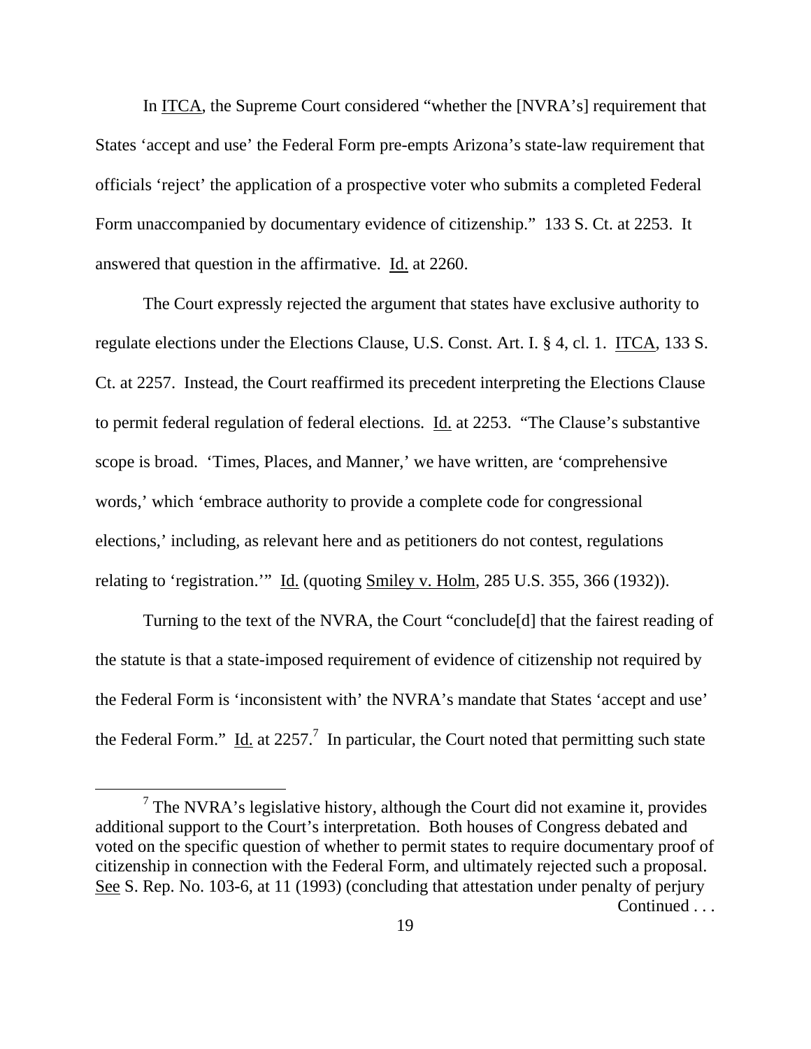In ITCA, the Supreme Court considered "whether the [NVRA's] requirement that States 'accept and use' the Federal Form pre-empts Arizona's state-law requirement that officials 'reject' the application of a prospective voter who submits a completed Federal Form unaccompanied by documentary evidence of citizenship." 133 S. Ct. at 2253. It answered that question in the affirmative. Id. at 2260.

The Court expressly rejected the argument that states have exclusive authority to regulate elections under the Elections Clause, U.S. Const. Art. I. § 4, cl. 1. ITCA, 133 S. Ct. at 2257. Instead, the Court reaffirmed its precedent interpreting the Elections Clause to permit federal regulation of federal elections. Id. at 2253. "The Clause's substantive scope is broad. 'Times, Places, and Manner,' we have written, are 'comprehensive words,' which 'embrace authority to provide a complete code for congressional elections,' including, as relevant here and as petitioners do not contest, regulations relating to 'registration.'" Id. (quoting Smiley v. Holm, 285 U.S. 355, 366 (1932)).

Turning to the text of the NVRA, the Court "conclude[d] that the fairest reading of the statute is that a state-imposed requirement of evidence of citizenship not required by the Federal Form is 'inconsistent with' the NVRA's mandate that States 'accept and use' the Federal Form." Id. at 2257.[7] In particular, the Court noted that permitting such state

[7] The NVRA's legislative history, although the Court did not examine it, provides additional support to the Court's interpretation. Both houses of Congress debated and voted on the specific question of whether to permit states to require documentary proof of citizenship in connection with the Federal Form, and ultimately rejected such a proposal. See S. Rep. No. 103-6, at 11 (1993) (concluding that attestation under penalty of perjury

Continued . . .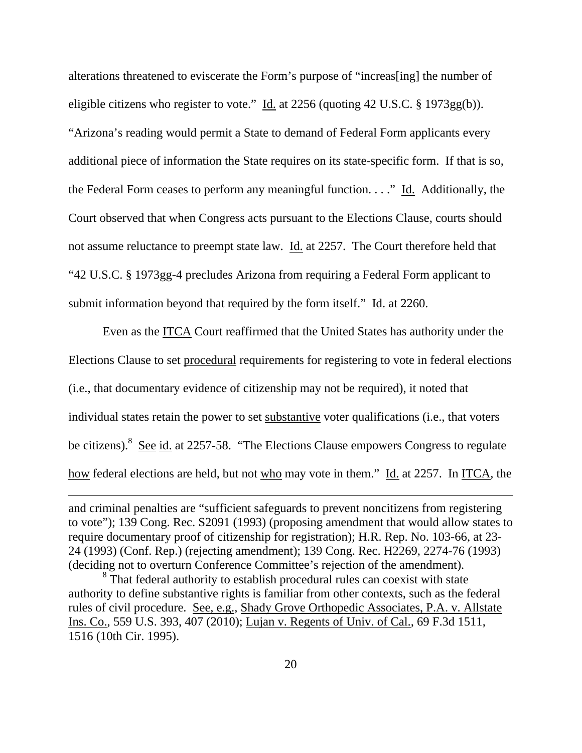alterations threatened to eviscerate the Form's purpose of "increas[ing] the number of eligible citizens who register to vote." Id. at 2256 (quoting 42 U.S.C. § 1973gg(b)). "Arizona's reading would permit a State to demand of Federal Form applicants every additional piece of information the State requires on its state-specific form. If that is so, the Federal Form ceases to perform any meaningful function. . . ." Id. Additionally, the Court observed that when Congress acts pursuant to the Elections Clause, courts should not assume reluctance to preempt state law. Id. at 2257. The Court therefore held that "42 U.S.C. § 1973gg-4 precludes Arizona from requiring a Federal Form applicant to submit information beyond that required by the form itself." Id. at 2260.

Even as the ITCA Court reaffirmed that the United States has authority under the Elections Clause to set procedural requirements for registering to vote in federal elections (i.e., that documentary evidence of citizenship may not be required), it noted that individual states retain the power to set substantive voter qualifications (i.e., that voters be citizens).[8] See id. at 2257-58. "The Elections Clause empowers Congress to regulate how federal elections are held, but not who may vote in them." Id. at 2257. In ITCA, the

---

and criminal penalties are "sufficient safeguards to prevent noncitizens from registering to vote"); 139 Cong. Rec. S2091 (1993) (proposing amendment that would allow states to require documentary proof of citizenship for registration); H.R. Rep. No. 103-66, at 23-24 (1993) (Conf. Rep.) (rejecting amendment); 139 Cong. Rec. H2269, 2274-76 (1993) (deciding not to overturn Conference Committee's rejection of the amendment).

[8] That federal authority to establish procedural rules can coexist with state authority to define substantive rights is familiar from other contexts, such as the federal rules of civil procedure. See, e.g., Shady Grove Orthopedic Associates, P.A. v. Allstate Ins. Co., 559 U.S. 393, 407 (2010); Lujan v. Regents of Univ. of Cal., 69 F.3d 1511, 1516 (10th Cir. 1995).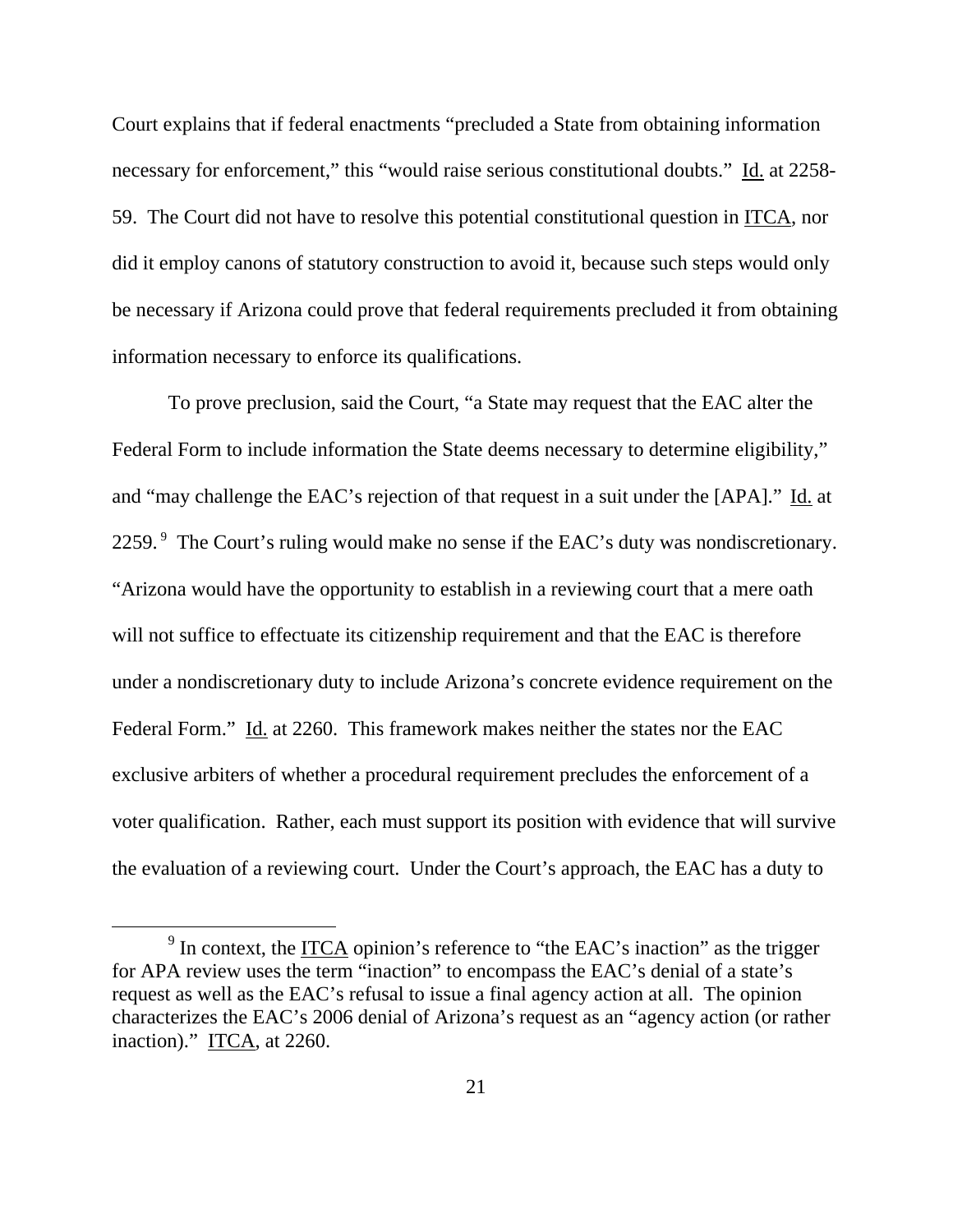Court explains that if federal enactments "precluded a State from obtaining information necessary for enforcement," this "would raise serious constitutional doubts." Id. at 2258-59. The Court did not have to resolve this potential constitutional question in ITCA, nor did it employ canons of statutory construction to avoid it, because such steps would only be necessary if Arizona could prove that federal requirements precluded it from obtaining information necessary to enforce its qualifications.

To prove preclusion, said the Court, "a State may request that the EAC alter the Federal Form to include information the State deems necessary to determine eligibility," and "may challenge the EAC's rejection of that request in a suit under the [APA]." Id. at 2259.[9] The Court's ruling would make no sense if the EAC's duty was nondiscretionary. "Arizona would have the opportunity to establish in a reviewing court that a mere oath will not suffice to effectuate its citizenship requirement and that the EAC is therefore under a nondiscretionary duty to include Arizona's concrete evidence requirement on the Federal Form." Id. at 2260. This framework makes neither the states nor the EAC exclusive arbiters of whether a procedural requirement precludes the enforcement of a voter qualification. Rather, each must support its position with evidence that will survive the evaluation of a reviewing court. Under the Court's approach, the EAC has a duty to

[9] In context, the ITCA opinion's reference to "the EAC's inaction" as the trigger for APA review uses the term "inaction" to encompass the EAC's denial of a state's request as well as the EAC's refusal to issue a final agency action at all. The opinion characterizes the EAC's 2006 denial of Arizona's request as an "agency action (or rather inaction)." ITCA, at 2260.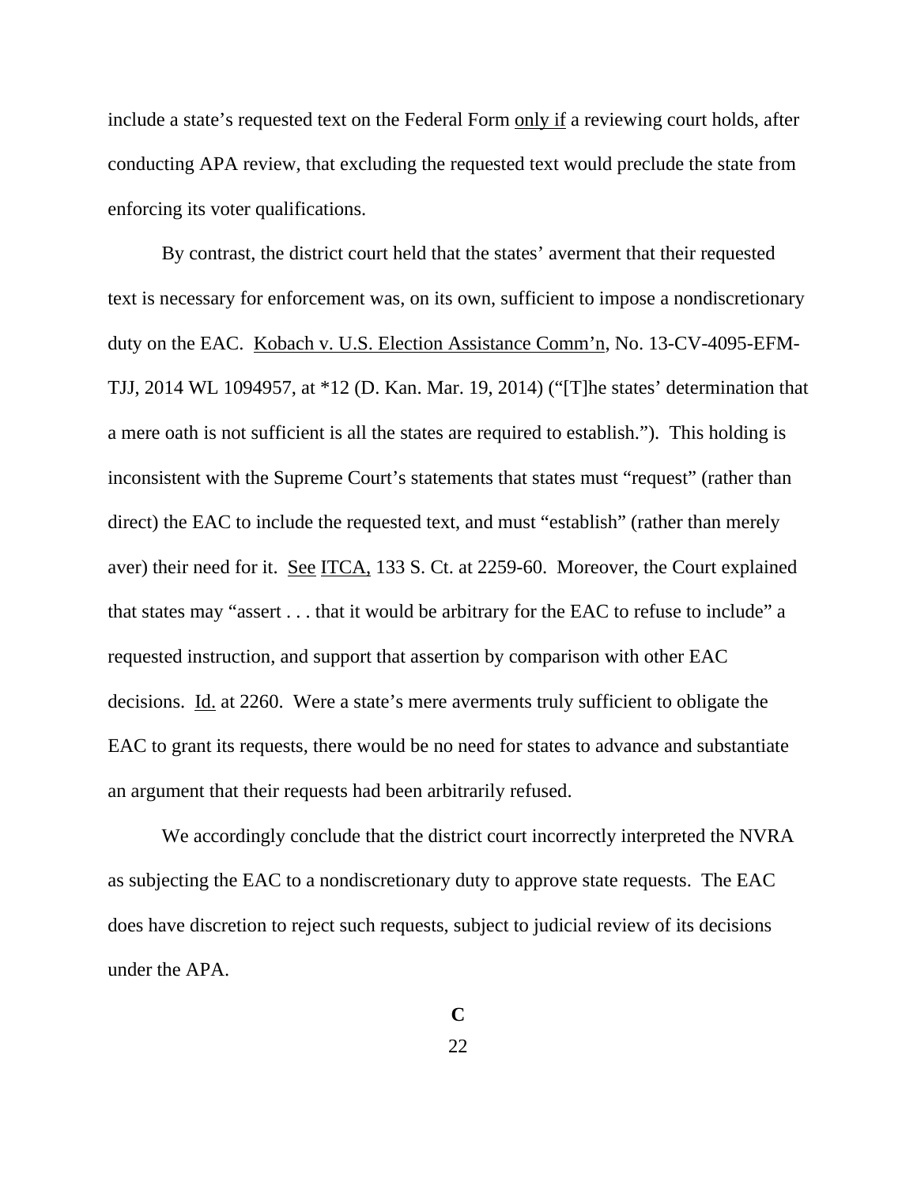include a state's requested text on the Federal Form <u>only if</u> a reviewing court holds, after conducting APA review, that excluding the requested text would preclude the state from enforcing its voter qualifications.

By contrast, the district court held that the states' averment that their requested text is necessary for enforcement was, on its own, sufficient to impose a nondiscretionary duty on the EAC. <u>Kobach v. U.S. Election Assistance Comm'n</u>, No. 13-CV-4095-EFM-TJJ, 2014 WL 1094957, at *12 (D. Kan. Mar. 19, 2014) ("[T]he states' determination that a mere oath is not sufficient is all the states are required to establish."). This holding is inconsistent with the Supreme Court's statements that states must "request" (rather than direct) the EAC to include the requested text, and must "establish" (rather than merely aver) their need for it. <u>See</u> <u>ITCA,</u> 133 S. Ct. at 2259-60. Moreover, the Court explained that states may "assert . . . that it would be arbitrary for the EAC to refuse to include" a requested instruction, and support that assertion by comparison with other EAC decisions. <u>Id.</u> at 2260. Were a state's mere averments truly sufficient to obligate the EAC to grant its requests, there would be no need for states to advance and substantiate an argument that their requests had been arbitrarily refused.

We accordingly conclude that the district court incorrectly interpreted the NVRA as subjecting the EAC to a nondiscretionary duty to approve state requests. The EAC does have discretion to reject such requests, subject to judicial review of its decisions under the APA.

### C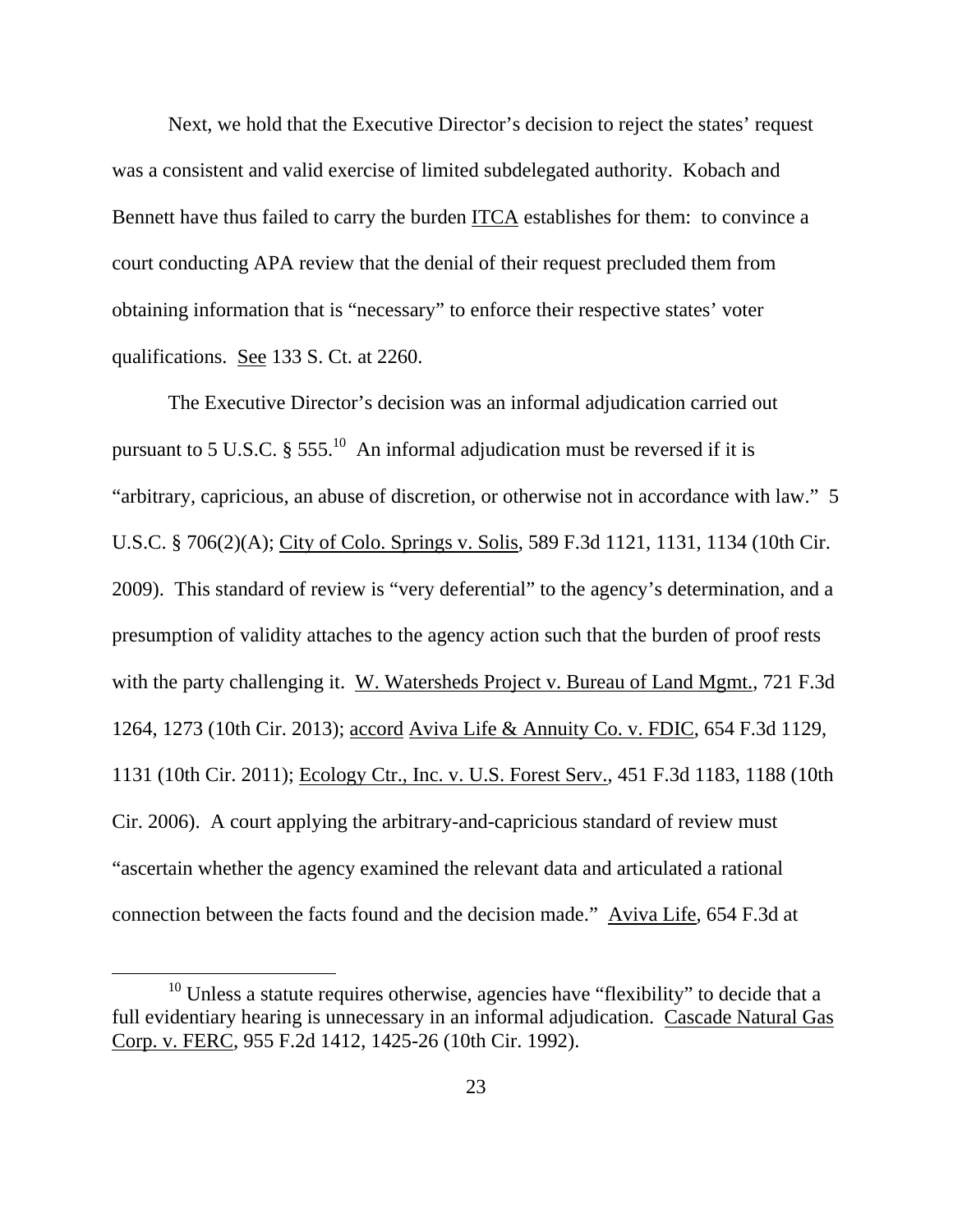Next, we hold that the Executive Director's decision to reject the states' request was a consistent and valid exercise of limited subdelegated authority. Kobach and Bennett have thus failed to carry the burden ITCA establishes for them: to convince a court conducting APA review that the denial of their request precluded them from obtaining information that is "necessary" to enforce their respective states' voter qualifications. See 133 S. Ct. at 2260.

The Executive Director's decision was an informal adjudication carried out pursuant to 5 U.S.C. § 555.[10] An informal adjudication must be reversed if it is "arbitrary, capricious, an abuse of discretion, or otherwise not in accordance with law." 5 U.S.C. § 706(2)(A); City of Colo. Springs v. Solis, 589 F.3d 1121, 1131, 1134 (10th Cir. 2009). This standard of review is "very deferential" to the agency's determination, and a presumption of validity attaches to the agency action such that the burden of proof rests with the party challenging it. W. Watersheds Project v. Bureau of Land Mgmt., 721 F.3d 1264, 1273 (10th Cir. 2013); accord Aviva Life & Annuity Co. v. FDIC, 654 F.3d 1129, 1131 (10th Cir. 2011); Ecology Ctr., Inc. v. U.S. Forest Serv., 451 F.3d 1183, 1188 (10th Cir. 2006). A court applying the arbitrary-and-capricious standard of review must "ascertain whether the agency examined the relevant data and articulated a rational connection between the facts found and the decision made." Aviva Life, 654 F.3d at

[10] Unless a statute requires otherwise, agencies have "flexibility" to decide that a full evidentiary hearing is unnecessary in an informal adjudication. Cascade Natural Gas Corp. v. FERC, 955 F.2d 1412, 1425-26 (10th Cir. 1992).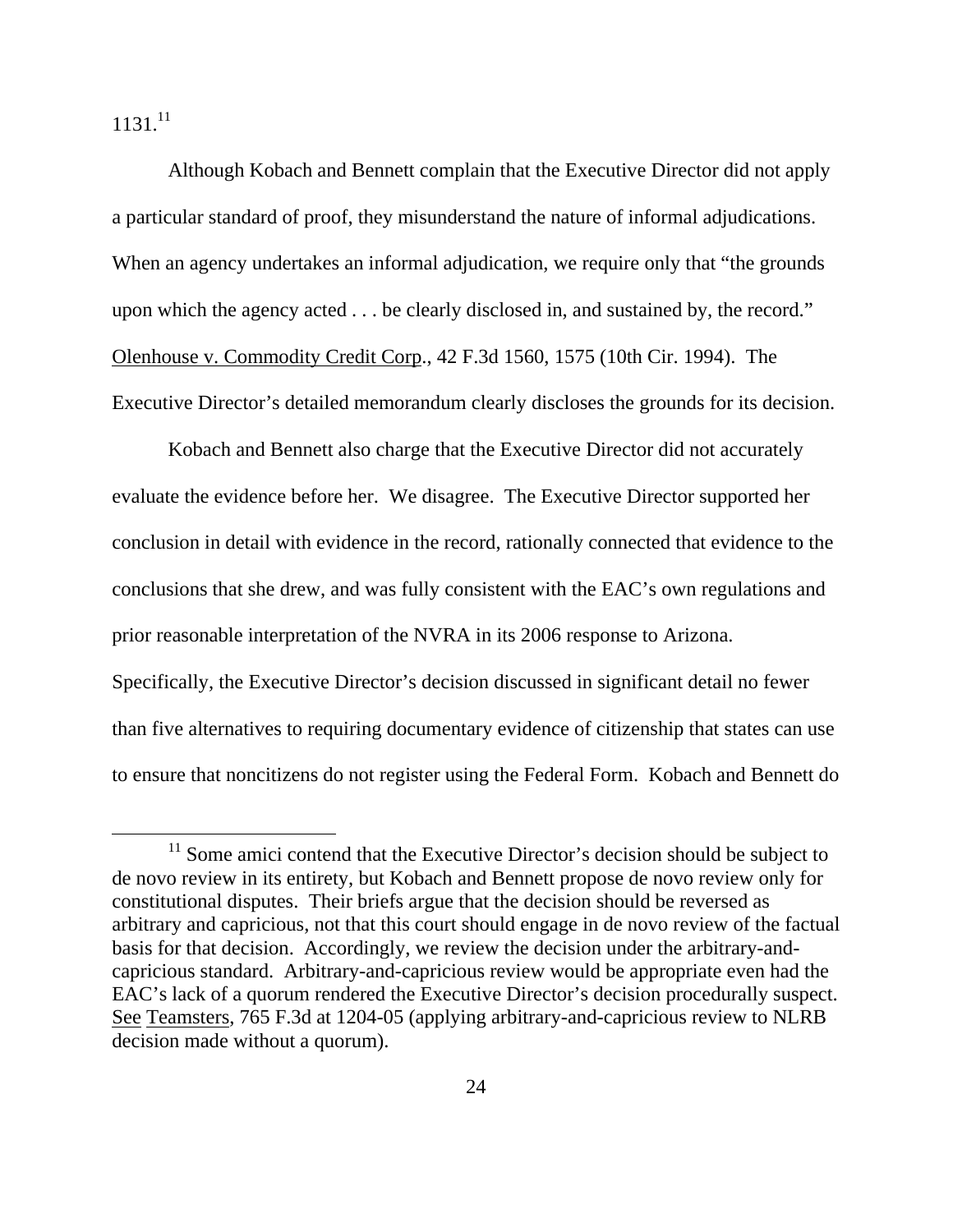1131.[11]

Although Kobach and Bennett complain that the Executive Director did not apply a particular standard of proof, they misunderstand the nature of informal adjudications. When an agency undertakes an informal adjudication, we require only that "the grounds upon which the agency acted . . . be clearly disclosed in, and sustained by, the record." Olenhouse v. Commodity Credit Corp., 42 F.3d 1560, 1575 (10th Cir. 1994). The Executive Director's detailed memorandum clearly discloses the grounds for its decision.

Kobach and Bennett also charge that the Executive Director did not accurately evaluate the evidence before her. We disagree. The Executive Director supported her conclusion in detail with evidence in the record, rationally connected that evidence to the conclusions that she drew, and was fully consistent with the EAC's own regulations and prior reasonable interpretation of the NVRA in its 2006 response to Arizona. Specifically, the Executive Director's decision discussed in significant detail no fewer than five alternatives to requiring documentary evidence of citizenship that states can use to ensure that noncitizens do not register using the Federal Form. Kobach and Bennett do

[11] Some amici contend that the Executive Director's decision should be subject to de novo review in its entirety, but Kobach and Bennett propose de novo review only for constitutional disputes. Their briefs argue that the decision should be reversed as arbitrary and capricious, not that this court should engage in de novo review of the factual basis for that decision. Accordingly, we review the decision under the arbitrary-and-capricious standard. Arbitrary-and-capricious review would be appropriate even had the EAC's lack of a quorum rendered the Executive Director's decision procedurally suspect. See Teamsters, 765 F.3d at 1204-05 (applying arbitrary-and-capricious review to NLRB decision made without a quorum).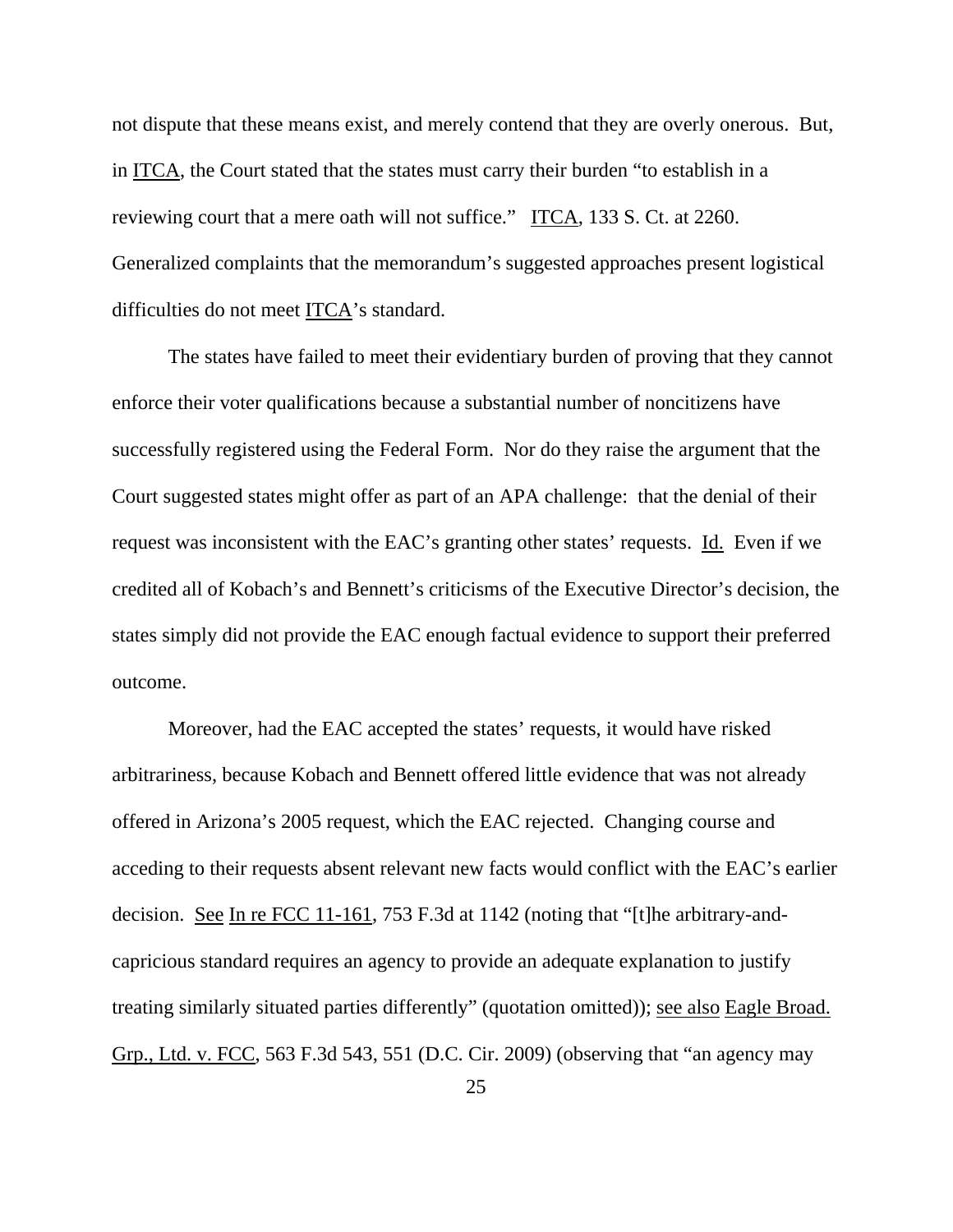not dispute that these means exist, and merely contend that they are overly onerous. But, in ITCA, the Court stated that the states must carry their burden "to establish in a reviewing court that a mere oath will not suffice." ITCA, 133 S. Ct. at 2260. Generalized complaints that the memorandum's suggested approaches present logistical difficulties do not meet ITCA's standard.

The states have failed to meet their evidentiary burden of proving that they cannot enforce their voter qualifications because a substantial number of noncitizens have successfully registered using the Federal Form. Nor do they raise the argument that the Court suggested states might offer as part of an APA challenge: that the denial of their request was inconsistent with the EAC's granting other states' requests. Id. Even if we credited all of Kobach's and Bennett's criticisms of the Executive Director's decision, the states simply did not provide the EAC enough factual evidence to support their preferred outcome.

Moreover, had the EAC accepted the states' requests, it would have risked arbitrariness, because Kobach and Bennett offered little evidence that was not already offered in Arizona's 2005 request, which the EAC rejected. Changing course and acceding to their requests absent relevant new facts would conflict with the EAC's earlier decision. See In re FCC 11-161, 753 F.3d at 1142 (noting that "[t]he arbitrary-and-capricious standard requires an agency to provide an adequate explanation to justify treating similarly situated parties differently" (quotation omitted)); see also Eagle Broad. Grp., Ltd. v. FCC, 563 F.3d 543, 551 (D.C. Cir. 2009) (observing that "an agency may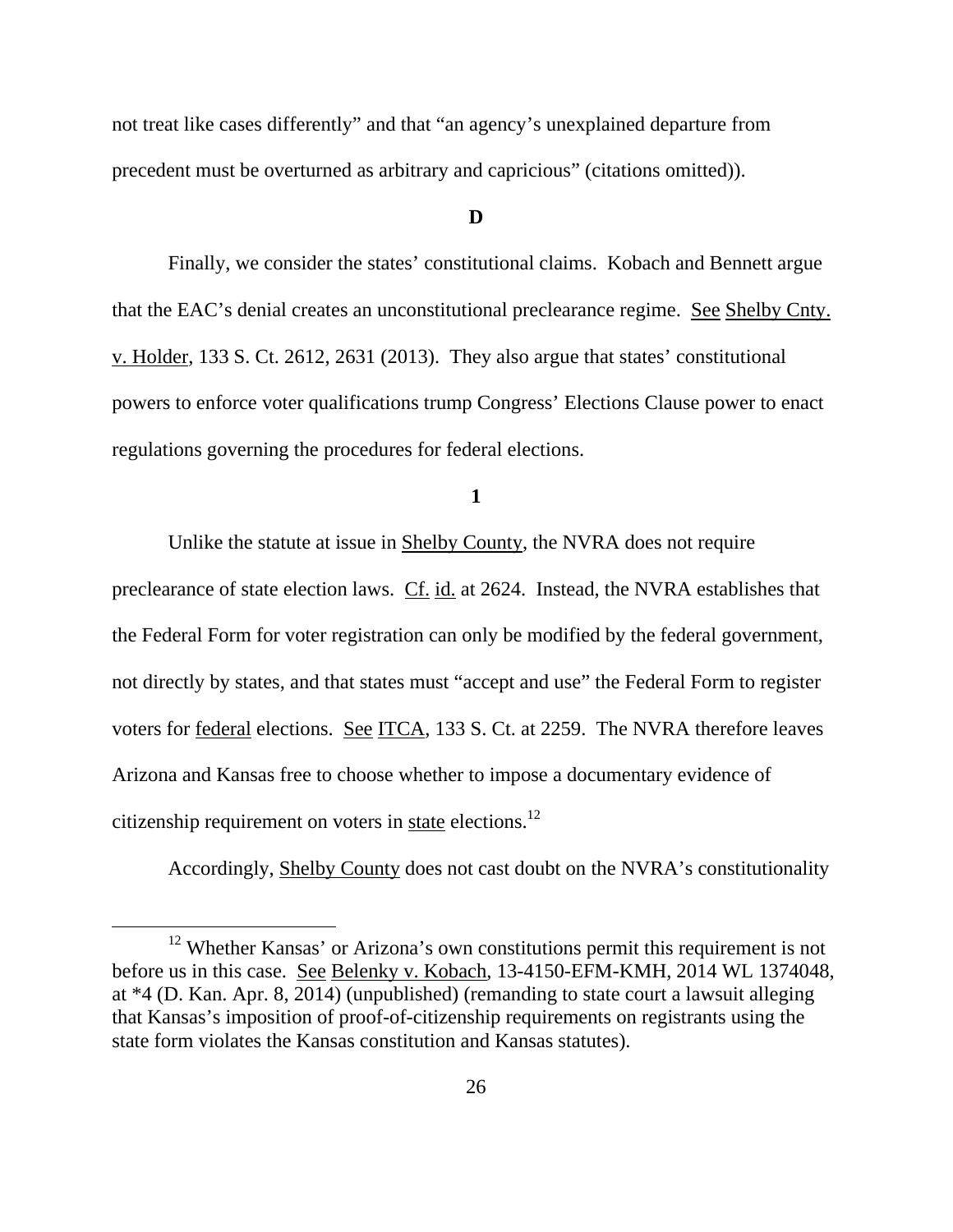not treat like cases differently" and that "an agency's unexplained departure from precedent must be overturned as arbitrary and capricious" (citations omitted)).

**D**

Finally, we consider the states' constitutional claims. Kobach and Bennett argue that the EAC's denial creates an unconstitutional preclearance regime. See Shelby Cnty. v. Holder, 133 S. Ct. 2612, 2631 (2013). They also argue that states' constitutional powers to enforce voter qualifications trump Congress' Elections Clause power to enact regulations governing the procedures for federal elections.

**1**

Unlike the statute at issue in Shelby County, the NVRA does not require preclearance of state election laws. Cf. id. at 2624. Instead, the NVRA establishes that the Federal Form for voter registration can only be modified by the federal government, not directly by states, and that states must "accept and use" the Federal Form to register voters for federal elections. See ITCA, 133 S. Ct. at 2259. The NVRA therefore leaves Arizona and Kansas free to choose whether to impose a documentary evidence of citizenship requirement on voters in state elections.[12]

Accordingly, Shelby County does not cast doubt on the NVRA's constitutionality

[12] Whether Kansas' or Arizona's own constitutions permit this requirement is not before us in this case. See Belenky v. Kobach, 13-4150-EFM-KMH, 2014 WL 1374048, at *4 (D. Kan. Apr. 8, 2014) (unpublished) (remanding to state court a lawsuit alleging that Kansas's imposition of proof-of-citizenship requirements on registrants using the state form violates the Kansas constitution and Kansas statutes).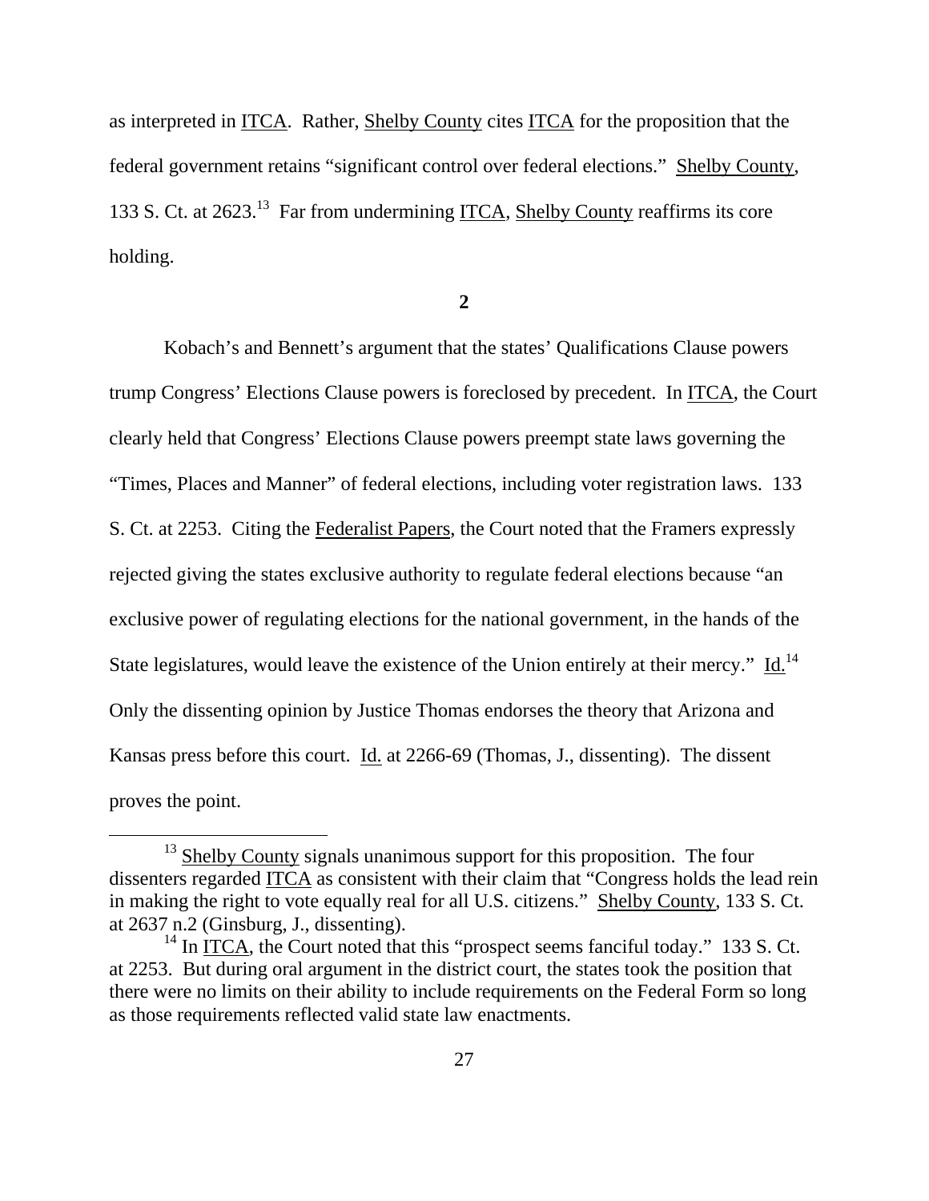as interpreted in ITCA. Rather, Shelby County cites ITCA for the proposition that the federal government retains "significant control over federal elections." Shelby County, 133 S. Ct. at 2623.[13] Far from undermining ITCA, Shelby County reaffirms its core holding.

**2**

Kobach's and Bennett's argument that the states' Qualifications Clause powers trump Congress' Elections Clause powers is foreclosed by precedent. In ITCA, the Court clearly held that Congress' Elections Clause powers preempt state laws governing the "Times, Places and Manner" of federal elections, including voter registration laws. 133 S. Ct. at 2253. Citing the Federalist Papers, the Court noted that the Framers expressly rejected giving the states exclusive authority to regulate federal elections because "an exclusive power of regulating elections for the national government, in the hands of the State legislatures, would leave the existence of the Union entirely at their mercy." Id.[14] Only the dissenting opinion by Justice Thomas endorses the theory that Arizona and Kansas press before this court. Id. at 2266-69 (Thomas, J., dissenting). The dissent proves the point.

---

[13] Shelby County signals unanimous support for this proposition. The four dissenters regarded ITCA as consistent with their claim that "Congress holds the lead rein in making the right to vote equally real for all U.S. citizens." Shelby County, 133 S. Ct. at 2637 n.2 (Ginsburg, J., dissenting).

[14] In ITCA, the Court noted that this "prospect seems fanciful today." 133 S. Ct. at 2253. But during oral argument in the district court, the states took the position that there were no limits on their ability to include requirements on the Federal Form so long as those requirements reflected valid state law enactments.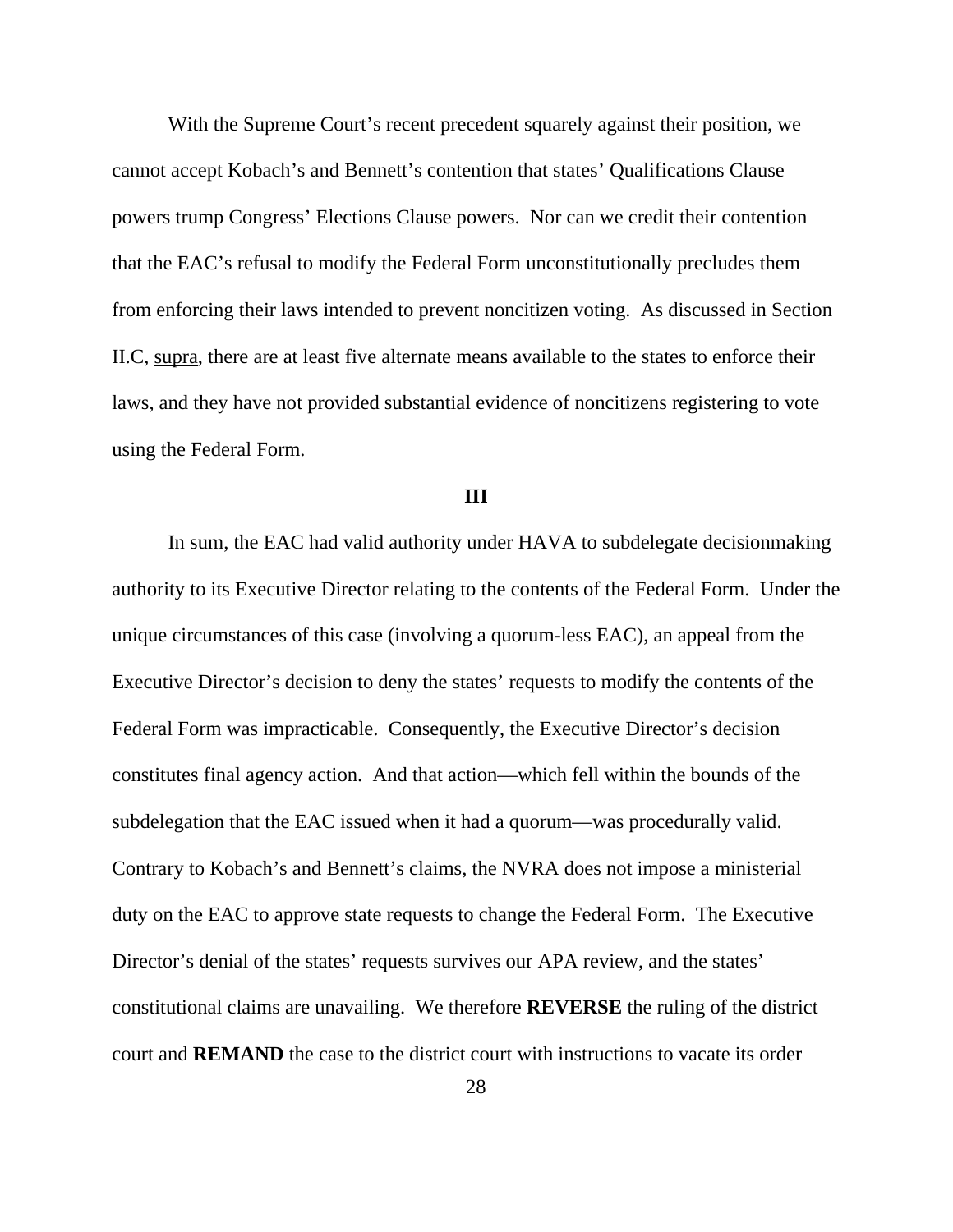With the Supreme Court's recent precedent squarely against their position, we cannot accept Kobach's and Bennett's contention that states' Qualifications Clause powers trump Congress' Elections Clause powers. Nor can we credit their contention that the EAC's refusal to modify the Federal Form unconstitutionally precludes them from enforcing their laws intended to prevent noncitizen voting. As discussed in Section II.C, supra, there are at least five alternate means available to the states to enforce their laws, and they have not provided substantial evidence of noncitizens registering to vote using the Federal Form.

### III

In sum, the EAC had valid authority under HAVA to subdelegate decisionmaking authority to its Executive Director relating to the contents of the Federal Form. Under the unique circumstances of this case (involving a quorum-less EAC), an appeal from the Executive Director's decision to deny the states' requests to modify the contents of the Federal Form was impracticable. Consequently, the Executive Director's decision constitutes final agency action. And that action—which fell within the bounds of the subdelegation that the EAC issued when it had a quorum—was procedurally valid. Contrary to Kobach's and Bennett's claims, the NVRA does not impose a ministerial duty on the EAC to approve state requests to change the Federal Form. The Executive Director's denial of the states' requests survives our APA review, and the states' constitutional claims are unavailing. We therefore **REVERSE** the ruling of the district court and **REMAND** the case to the district court with instructions to vacate its order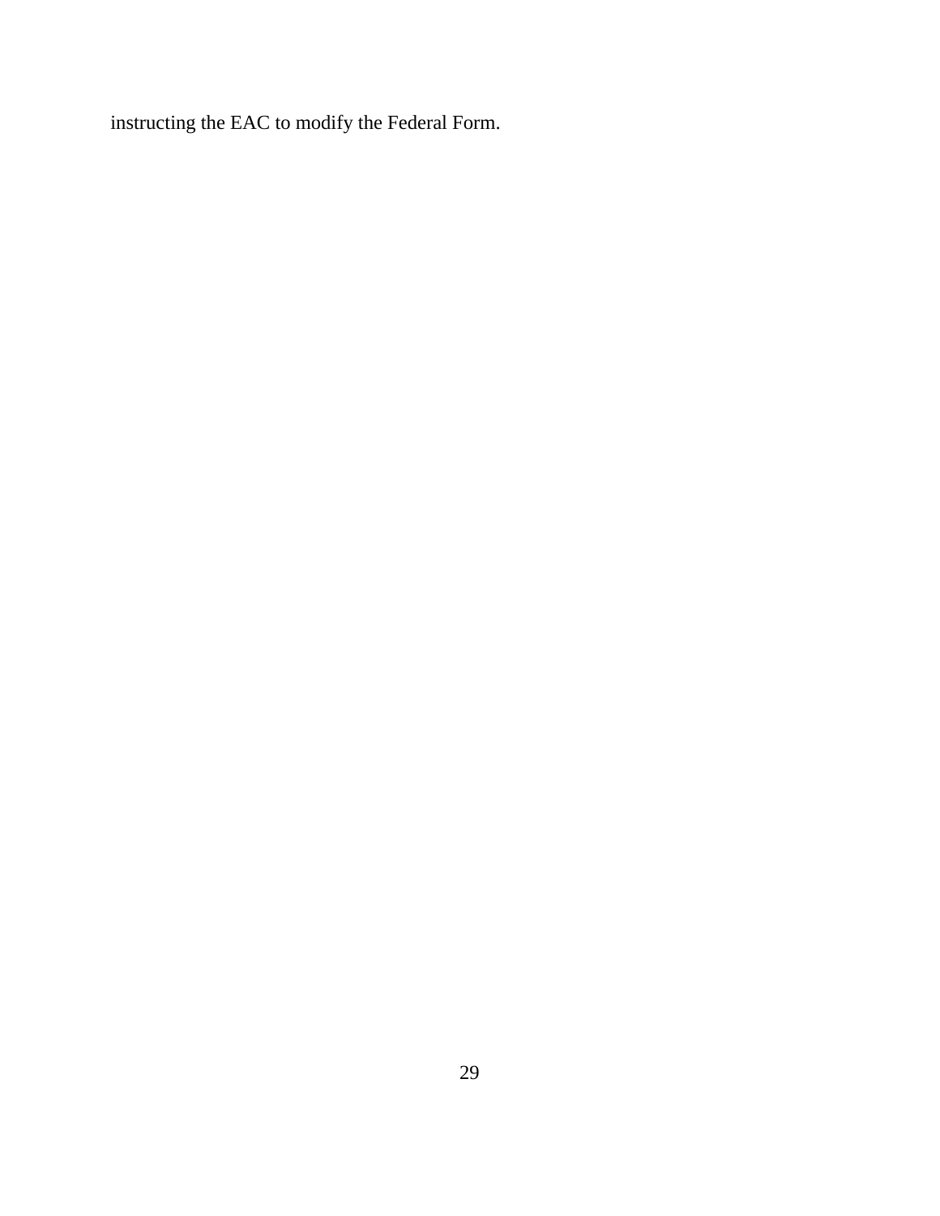instructing the EAC to modify the Federal Form.